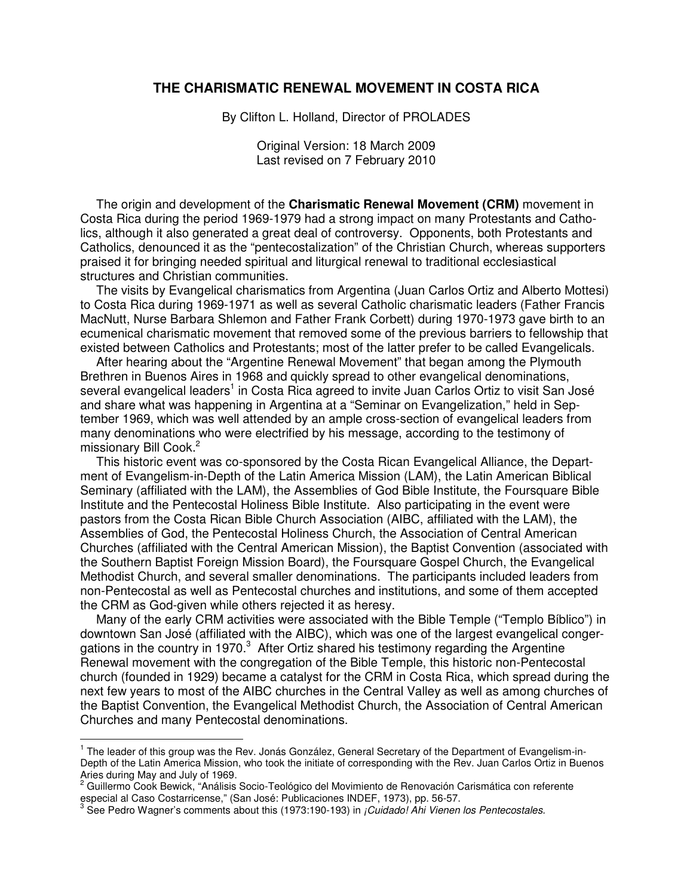# THE CHARISMATIC RENEWAL MOVEMENT IN COSTA RICA

By Clifton L. Holland, Director of PROLADES

Original Version: 18 March 2009
Last revised on 7 February 2010

The origin and development of the **Charismatic Renewal Movement (CRM)** movement in Costa Rica during the period 1969-1979 had a strong impact on many Protestants and Catholics, although it also generated a great deal of controversy. Opponents, both Protestants and Catholics, denounced it as the "pentecostalization" of the Christian Church, whereas supporters praised it for bringing needed spiritual and liturgical renewal to traditional ecclesiastical structures and Christian communities.

The visits by Evangelical charismatics from Argentina (Juan Carlos Ortiz and Alberto Mottesi) to Costa Rica during 1969-1971 as well as several Catholic charismatic leaders (Father Francis MacNutt, Nurse Barbara Shlemon and Father Frank Corbett) during 1970-1973 gave birth to an ecumenical charismatic movement that removed some of the previous barriers to fellowship that existed between Catholics and Protestants; most of the latter prefer to be called Evangelicals.

After hearing about the "Argentine Renewal Movement" that began among the Plymouth Brethren in Buenos Aires in 1968 and quickly spread to other evangelical denominations, several evangelical leaders[1] in Costa Rica agreed to invite Juan Carlos Ortiz to visit San José and share what was happening in Argentina at a "Seminar on Evangelization," held in September 1969, which was well attended by an ample cross-section of evangelical leaders from many denominations who were electrified by his message, according to the testimony of missionary Bill Cook.[2]

This historic event was co-sponsored by the Costa Rican Evangelical Alliance, the Department of Evangelism-in-Depth of the Latin America Mission (LAM), the Latin American Biblical Seminary (affiliated with the LAM), the Assemblies of God Bible Institute, the Foursquare Bible Institute and the Pentecostal Holiness Bible Institute. Also participating in the event were pastors from the Costa Rican Bible Church Association (AIBC, affiliated with the LAM), the Assemblies of God, the Pentecostal Holiness Church, the Association of Central American Churches (affiliated with the Central American Mission), the Baptist Convention (associated with the Southern Baptist Foreign Mission Board), the Foursquare Gospel Church, the Evangelical Methodist Church, and several smaller denominations. The participants included leaders from non-Pentecostal as well as Pentecostal churches and institutions, and some of them accepted the CRM as God-given while others rejected it as heresy.

Many of the early CRM activities were associated with the Bible Temple ("Templo Bíblico") in downtown San José (affiliated with the AIBC), which was one of the largest evangelical congergations in the country in 1970.[3] After Ortiz shared his testimony regarding the Argentine Renewal movement with the congregation of the Bible Temple, this historic non-Pentecostal church (founded in 1929) became a catalyst for the CRM in Costa Rica, which spread during the next few years to most of the AIBC churches in the Central Valley as well as among churches of the Baptist Convention, the Evangelical Methodist Church, the Association of Central American Churches and many Pentecostal denominations.

---

[1] The leader of this group was the Rev. Jonás González, General Secretary of the Department of Evangelism-in-Depth of the Latin America Mission, who took the initiate of corresponding with the Rev. Juan Carlos Ortiz in Buenos Aries during May and July of 1969.

[2] Guillermo Cook Bewick, "Análisis Socio-Teológico del Movimiento de Renovación Carismática con referente especial al Caso Costarricense," (San José: Publicaciones INDEF, 1973), pp. 56-57.

[3] See Pedro Wagner's comments about this (1973:190-193) in *¡Cuidado! Ahi Vienen los Pentecostales*.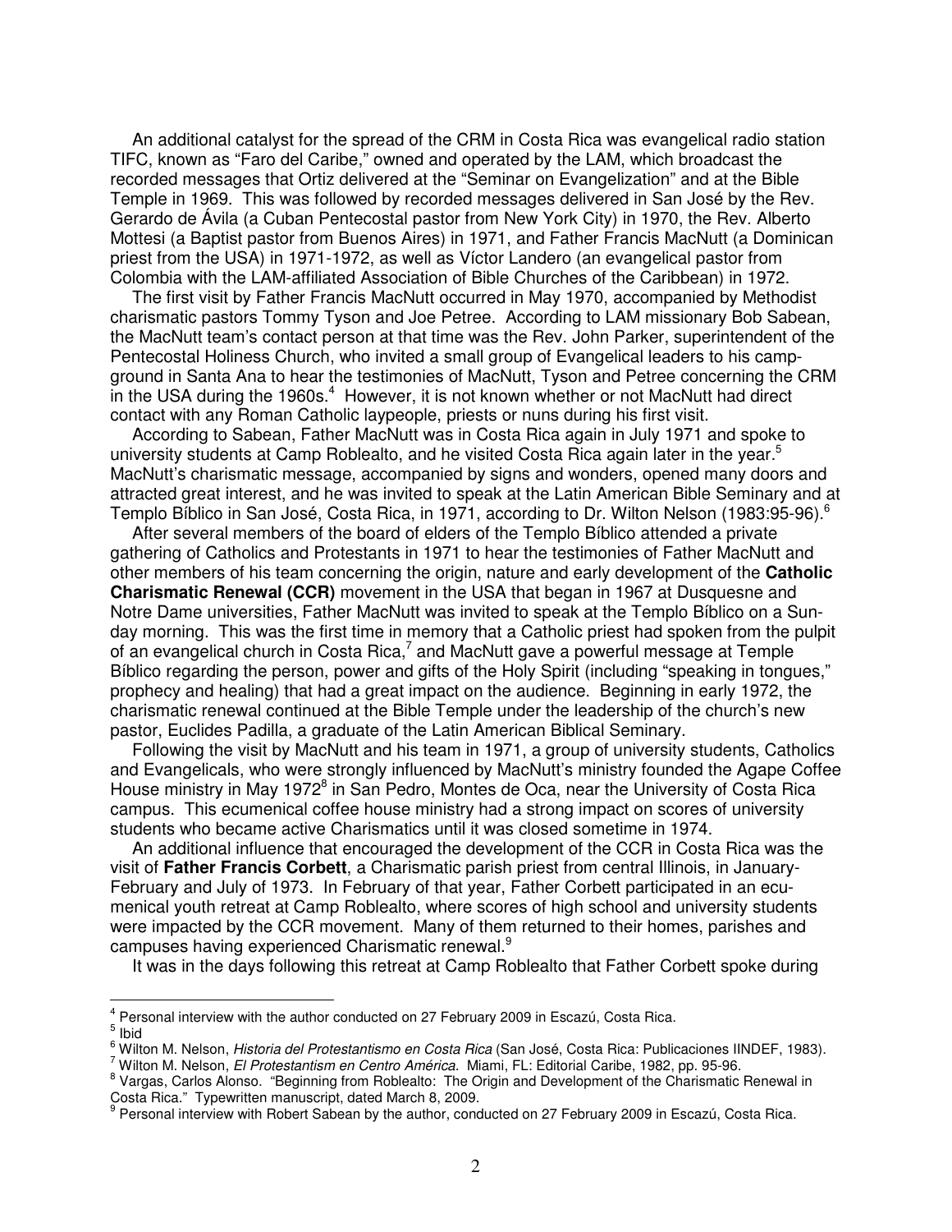An additional catalyst for the spread of the CRM in Costa Rica was evangelical radio station TIFC, known as "Faro del Caribe," owned and operated by the LAM, which broadcast the recorded messages that Ortiz delivered at the "Seminar on Evangelization" and at the Bible Temple in 1969. This was followed by recorded messages delivered in San José by the Rev. Gerardo de Ávila (a Cuban Pentecostal pastor from New York City) in 1970, the Rev. Alberto Mottesi (a Baptist pastor from Buenos Aires) in 1971, and Father Francis MacNutt (a Dominican priest from the USA) in 1971-1972, as well as Víctor Landero (an evangelical pastor from Colombia with the LAM-affiliated Association of Bible Churches of the Caribbean) in 1972.

The first visit by Father Francis MacNutt occurred in May 1970, accompanied by Methodist charismatic pastors Tommy Tyson and Joe Petree. According to LAM missionary Bob Sabean, the MacNutt team's contact person at that time was the Rev. John Parker, superintendent of the Pentecostal Holiness Church, who invited a small group of Evangelical leaders to his camp-ground in Santa Ana to hear the testimonies of MacNutt, Tyson and Petree concerning the CRM in the USA during the 1960s.[4] However, it is not known whether or not MacNutt had direct contact with any Roman Catholic laypeople, priests or nuns during his first visit.

According to Sabean, Father MacNutt was in Costa Rica again in July 1971 and spoke to university students at Camp Roblealto, and he visited Costa Rica again later in the year.[5] MacNutt's charismatic message, accompanied by signs and wonders, opened many doors and attracted great interest, and he was invited to speak at the Latin American Bible Seminary and at Templo Bíblico in San José, Costa Rica, in 1971, according to Dr. Wilton Nelson (1983:95-96).[6]

After several members of the board of elders of the Templo Bíblico attended a private gathering of Catholics and Protestants in 1971 to hear the testimonies of Father MacNutt and other members of his team concerning the origin, nature and early development of the **Catholic Charismatic Renewal (CCR)** movement in the USA that began in 1967 at Dusquesne and Notre Dame universities, Father MacNutt was invited to speak at the Templo Bíblico on a Sunday morning. This was the first time in memory that a Catholic priest had spoken from the pulpit of an evangelical church in Costa Rica,[7] and MacNutt gave a powerful message at Temple Bíblico regarding the person, power and gifts of the Holy Spirit (including "speaking in tongues," prophecy and healing) that had a great impact on the audience. Beginning in early 1972, the charismatic renewal continued at the Bible Temple under the leadership of the church's new pastor, Euclides Padilla, a graduate of the Latin American Biblical Seminary.

Following the visit by MacNutt and his team in 1971, a group of university students, Catholics and Evangelicals, who were strongly influenced by MacNutt's ministry founded the Agape Coffee House ministry in May 1972[8] in San Pedro, Montes de Oca, near the University of Costa Rica campus. This ecumenical coffee house ministry had a strong impact on scores of university students who became active Charismatics until it was closed sometime in 1974.

An additional influence that encouraged the development of the CCR in Costa Rica was the visit of **Father Francis Corbett**, a Charismatic parish priest from central Illinois, in January-February and July of 1973. In February of that year, Father Corbett participated in an ecumenical youth retreat at Camp Roblealto, where scores of high school and university students were impacted by the CCR movement. Many of them returned to their homes, parishes and campuses having experienced Charismatic renewal.[9]

It was in the days following this retreat at Camp Roblealto that Father Corbett spoke during

---

[4] Personal interview with the author conducted on 27 February 2009 in Escazú, Costa Rica.

[5] Ibid

[6] Wilton M. Nelson, *Historia del Protestantismo en Costa Rica* (San José, Costa Rica: Publicaciones IINDEF, 1983).

[7] Wilton M. Nelson, *El Protestantism en Centro América*. Miami, FL: Editorial Caribe, 1982, pp. 95-96.

[8] Vargas, Carlos Alonso. "Beginning from Roblealto: The Origin and Development of the Charismatic Renewal in Costa Rica." Typewritten manuscript, dated March 8, 2009.

[9] Personal interview with Robert Sabean by the author, conducted on 27 February 2009 in Escazú, Costa Rica.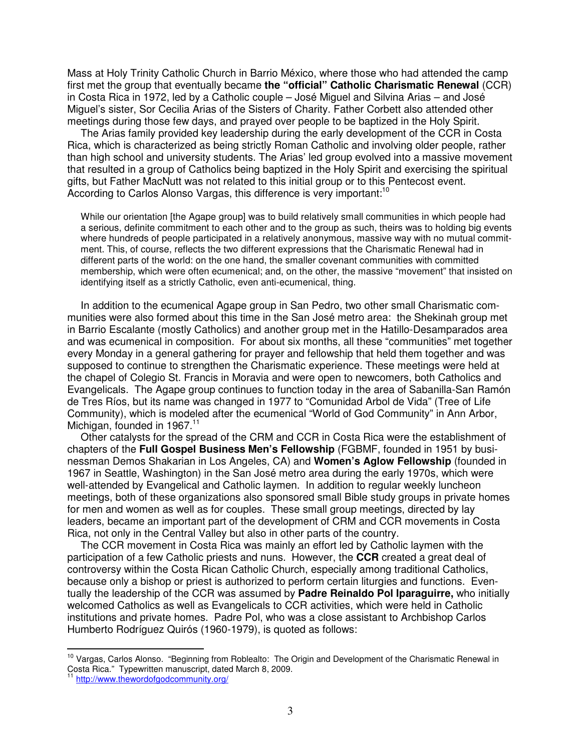Mass at Holy Trinity Catholic Church in Barrio México, where those who had attended the camp first met the group that eventually became **the "official" Catholic Charismatic Renewal** (CCR) in Costa Rica in 1972, led by a Catholic couple – José Miguel and Silvina Arias – and José Miguel's sister, Sor Cecilia Arias of the Sisters of Charity. Father Corbett also attended other meetings during those few days, and prayed over people to be baptized in the Holy Spirit.

The Arias family provided key leadership during the early development of the CCR in Costa Rica, which is characterized as being strictly Roman Catholic and involving older people, rather than high school and university students. The Arias' led group evolved into a massive movement that resulted in a group of Catholics being baptized in the Holy Spirit and exercising the spiritual gifts, but Father MacNutt was not related to this initial group or to this Pentecost event. According to Carlos Alonso Vargas, this difference is very important:[10]

> While our orientation [the Agape group] was to build relatively small communities in which people had a serious, definite commitment to each other and to the group as such, theirs was to holding big events where hundreds of people participated in a relatively anonymous, massive way with no mutual commitment. This, of course, reflects the two different expressions that the Charismatic Renewal had in different parts of the world: on the one hand, the smaller covenant communities with committed membership, which were often ecumenical; and, on the other, the massive "movement" that insisted on identifying itself as a strictly Catholic, even anti-ecumenical, thing.

In addition to the ecumenical Agape group in San Pedro, two other small Charismatic communities were also formed about this time in the San José metro area: the Shekinah group met in Barrio Escalante (mostly Catholics) and another group met in the Hatillo-Desamparados area and was ecumenical in composition. For about six months, all these "communities" met together every Monday in a general gathering for prayer and fellowship that held them together and was supposed to continue to strengthen the Charismatic experience. These meetings were held at the chapel of Colegio St. Francis in Moravia and were open to newcomers, both Catholics and Evangelicals. The Agape group continues to function today in the area of Sabanilla-San Ramón de Tres Ríos, but its name was changed in 1977 to "Comunidad Arbol de Vida" (Tree of Life Community), which is modeled after the ecumenical "World of God Community" in Ann Arbor, Michigan, founded in 1967.[11]

Other catalysts for the spread of the CRM and CCR in Costa Rica were the establishment of chapters of the **Full Gospel Business Men's Fellowship** (FGBMF, founded in 1951 by businessman Demos Shakarian in Los Angeles, CA) and **Women's Aglow Fellowship** (founded in 1967 in Seattle, Washington) in the San José metro area during the early 1970s, which were well-attended by Evangelical and Catholic laymen. In addition to regular weekly luncheon meetings, both of these organizations also sponsored small Bible study groups in private homes for men and women as well as for couples. These small group meetings, directed by lay leaders, became an important part of the development of CRM and CCR movements in Costa Rica, not only in the Central Valley but also in other parts of the country.

The CCR movement in Costa Rica was mainly an effort led by Catholic laymen with the participation of a few Catholic priests and nuns. However, the **CCR** created a great deal of controversy within the Costa Rican Catholic Church, especially among traditional Catholics, because only a bishop or priest is authorized to perform certain liturgies and functions. Eventually the leadership of the CCR was assumed by **Padre Reinaldo Pol Iparaguirre,** who initially welcomed Catholics as well as Evangelicals to CCR activities, which were held in Catholic institutions and private homes. Padre Pol, who was a close assistant to Archbishop Carlos Humberto Rodríguez Quirós (1960-1979), is quoted as follows:

---

[10] Vargas, Carlos Alonso. "Beginning from Roblealto: The Origin and Development of the Charismatic Renewal in Costa Rica." Typewritten manuscript, dated March 8, 2009.

[11] http://www.thewordofgodcommunity.org/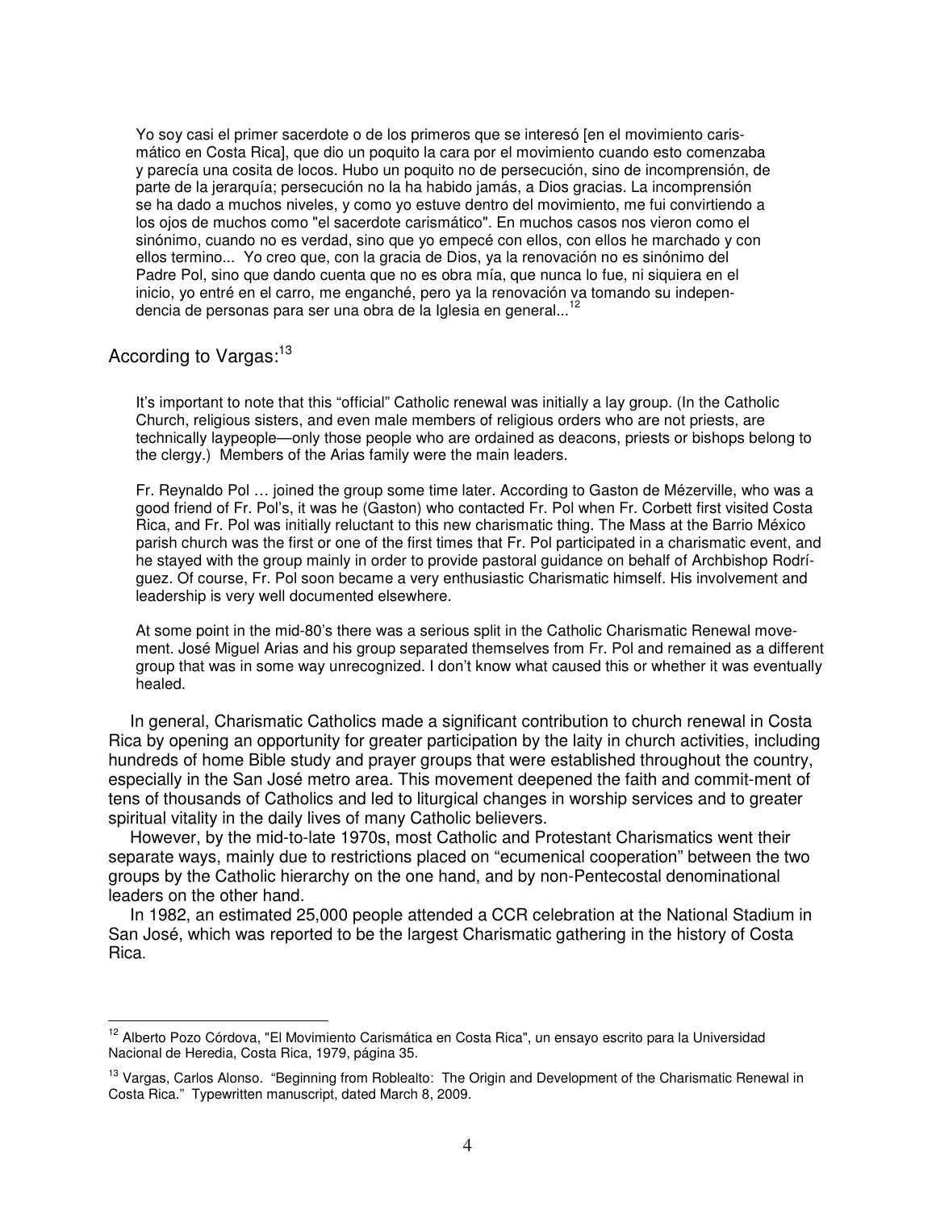> Yo soy casi el primer sacerdote o de los primeros que se interesó [en el movimiento carismático en Costa Rica], que dio un poquito la cara por el movimiento cuando esto comenzaba y parecía una cosita de locos. Hubo un poquito no de persecución, sino de incomprensión, de parte de la jerarquía; persecución no la ha habido jamás, a Dios gracias. La incomprensión se ha dado a muchos niveles, y como yo estuve dentro del movimiento, me fui convirtiendo a los ojos de muchos como "el sacerdote carismático". En muchos casos nos vieron como el sinónimo, cuando no es verdad, sino que yo empecé con ellos, con ellos he marchado y con ellos termino... Yo creo que, con la gracia de Dios, ya la renovación no es sinónimo del Padre Pol, sino que dando cuenta que no es obra mía, que nunca lo fue, ni siquiera en el inicio, yo entré en el carro, me enganché, pero ya la renovación va tomando su independencia de personas para ser una obra de la Iglesia en general...[12]

According to Vargas:[13]

> It's important to note that this "official" Catholic renewal was initially a lay group. (In the Catholic Church, religious sisters, and even male members of religious orders who are not priests, are technically laypeople—only those people who are ordained as deacons, priests or bishops belong to the clergy.) Members of the Arias family were the main leaders.
>
> Fr. Reynaldo Pol … joined the group some time later. According to Gaston de Mézerville, who was a good friend of Fr. Pol's, it was he (Gaston) who contacted Fr. Pol when Fr. Corbett first visited Costa Rica, and Fr. Pol was initially reluctant to this new charismatic thing. The Mass at the Barrio México parish church was the first or one of the first times that Fr. Pol participated in a charismatic event, and he stayed with the group mainly in order to provide pastoral guidance on behalf of Archbishop Rodríguez. Of course, Fr. Pol soon became a very enthusiastic Charismatic himself. His involvement and leadership is very well documented elsewhere.
>
> At some point in the mid-80's there was a serious split in the Catholic Charismatic Renewal movement. José Miguel Arias and his group separated themselves from Fr. Pol and remained as a different group that was in some way unrecognized. I don't know what caused this or whether it was eventually healed.

In general, Charismatic Catholics made a significant contribution to church renewal in Costa Rica by opening an opportunity for greater participation by the laity in church activities, including hundreds of home Bible study and prayer groups that were established throughout the country, especially in the San José metro area. This movement deepened the faith and commit-ment of tens of thousands of Catholics and led to liturgical changes in worship services and to greater spiritual vitality in the daily lives of many Catholic believers.

However, by the mid-to-late 1970s, most Catholic and Protestant Charismatics went their separate ways, mainly due to restrictions placed on "ecumenical cooperation" between the two groups by the Catholic hierarchy on the one hand, and by non-Pentecostal denominational leaders on the other hand.

In 1982, an estimated 25,000 people attended a CCR celebration at the National Stadium in San José, which was reported to be the largest Charismatic gathering in the history of Costa Rica.

---

[12] Alberto Pozo Córdova, "El Movimiento Carismática en Costa Rica", un ensayo escrito para la Universidad Nacional de Heredia, Costa Rica, 1979, página 35.

[13] Vargas, Carlos Alonso. "Beginning from Roblealto: The Origin and Development of the Charismatic Renewal in Costa Rica." Typewritten manuscript, dated March 8, 2009.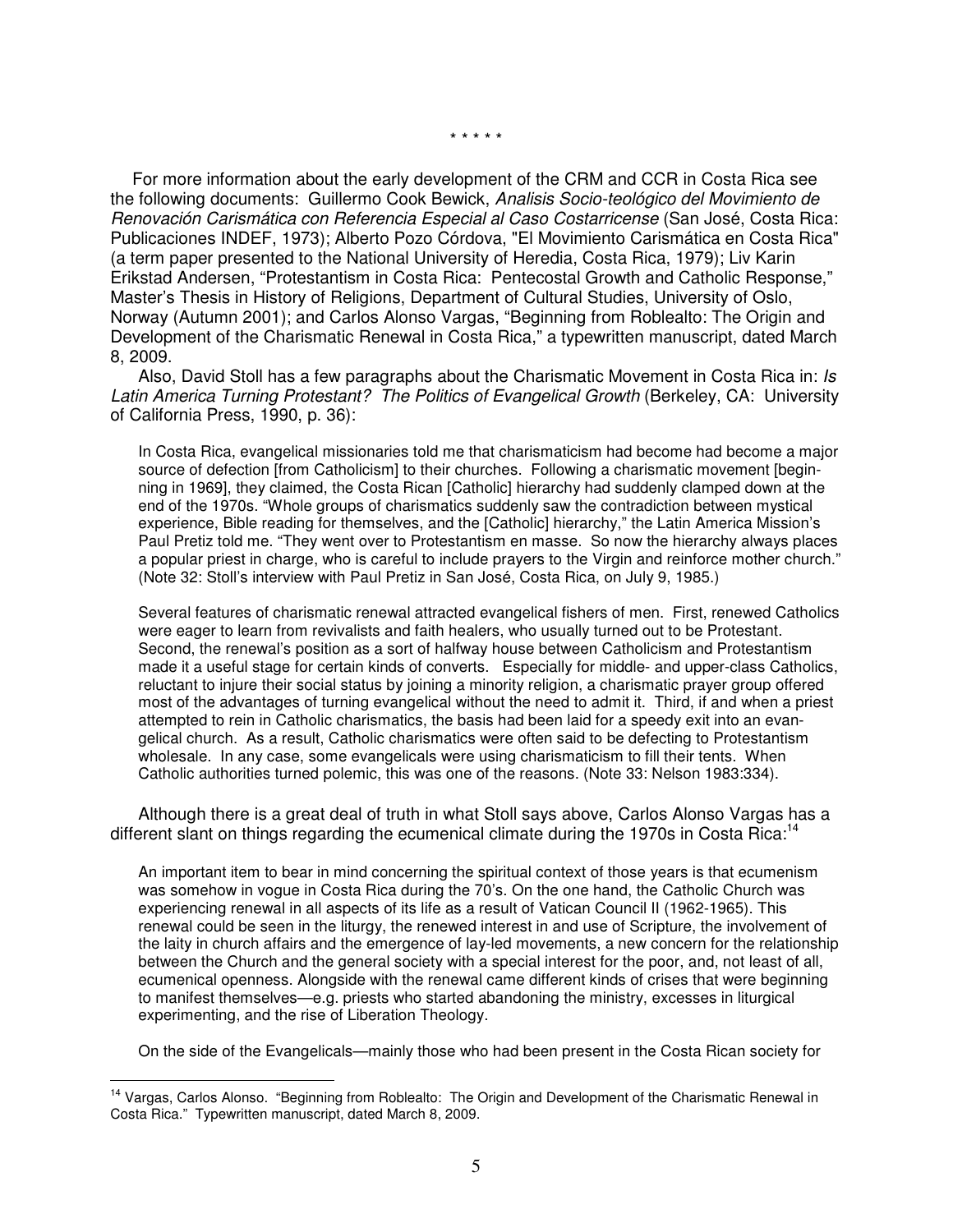\* \* \* \* \*

For more information about the early development of the CRM and CCR in Costa Rica see the following documents: Guillermo Cook Bewick, *Analisis Socio-teológico del Movimiento de Renovación Carismática con Referencia Especial al Caso Costarricense* (San José, Costa Rica: Publicaciones INDEF, 1973); Alberto Pozo Córdova, "El Movimiento Carismática en Costa Rica" (a term paper presented to the National University of Heredia, Costa Rica, 1979); Liv Karin Erikstad Andersen, "Protestantism in Costa Rica: Pentecostal Growth and Catholic Response," Master's Thesis in History of Religions, Department of Cultural Studies, University of Oslo, Norway (Autumn 2001); and Carlos Alonso Vargas, "Beginning from Roblealto: The Origin and Development of the Charismatic Renewal in Costa Rica," a typewritten manuscript, dated March 8, 2009.

Also, David Stoll has a few paragraphs about the Charismatic Movement in Costa Rica in: *Is Latin America Turning Protestant? The Politics of Evangelical Growth* (Berkeley, CA: University of California Press, 1990, p. 36):

> In Costa Rica, evangelical missionaries told me that charismaticism had become had become a major source of defection [from Catholicism] to their churches. Following a charismatic movement [beginning in 1969], they claimed, the Costa Rican [Catholic] hierarchy had suddenly clamped down at the end of the 1970s. "Whole groups of charismatics suddenly saw the contradiction between mystical experience, Bible reading for themselves, and the [Catholic] hierarchy," the Latin America Mission's Paul Pretiz told me. "They went over to Protestantism en masse. So now the hierarchy always places a popular priest in charge, who is careful to include prayers to the Virgin and reinforce mother church." (Note 32: Stoll's interview with Paul Pretiz in San José, Costa Rica, on July 9, 1985.)
>
> Several features of charismatic renewal attracted evangelical fishers of men. First, renewed Catholics were eager to learn from revivalists and faith healers, who usually turned out to be Protestant. Second, the renewal's position as a sort of halfway house between Catholicism and Protestantism made it a useful stage for certain kinds of converts. Especially for middle- and upper-class Catholics, reluctant to injure their social status by joining a minority religion, a charismatic prayer group offered most of the advantages of turning evangelical without the need to admit it. Third, if and when a priest attempted to rein in Catholic charismatics, the basis had been laid for a speedy exit into an evangelical church. As a result, Catholic charismatics were often said to be defecting to Protestantism wholesale. In any case, some evangelicals were using charismaticism to fill their tents. When Catholic authorities turned polemic, this was one of the reasons. (Note 33: Nelson 1983:334).

Although there is a great deal of truth in what Stoll says above, Carlos Alonso Vargas has a different slant on things regarding the ecumenical climate during the 1970s in Costa Rica:[14]

> An important item to bear in mind concerning the spiritual context of those years is that ecumenism was somehow in vogue in Costa Rica during the 70's. On the one hand, the Catholic Church was experiencing renewal in all aspects of its life as a result of Vatican Council II (1962-1965). This renewal could be seen in the liturgy, the renewed interest in and use of Scripture, the involvement of the laity in church affairs and the emergence of lay-led movements, a new concern for the relationship between the Church and the general society with a special interest for the poor, and, not least of all, ecumenical openness. Alongside with the renewal came different kinds of crises that were beginning to manifest themselves—e.g. priests who started abandoning the ministry, excesses in liturgical experimenting, and the rise of Liberation Theology.
>
> On the side of the Evangelicals—mainly those who had been present in the Costa Rican society for

---

[14] Vargas, Carlos Alonso. "Beginning from Roblealto: The Origin and Development of the Charismatic Renewal in Costa Rica." Typewritten manuscript, dated March 8, 2009.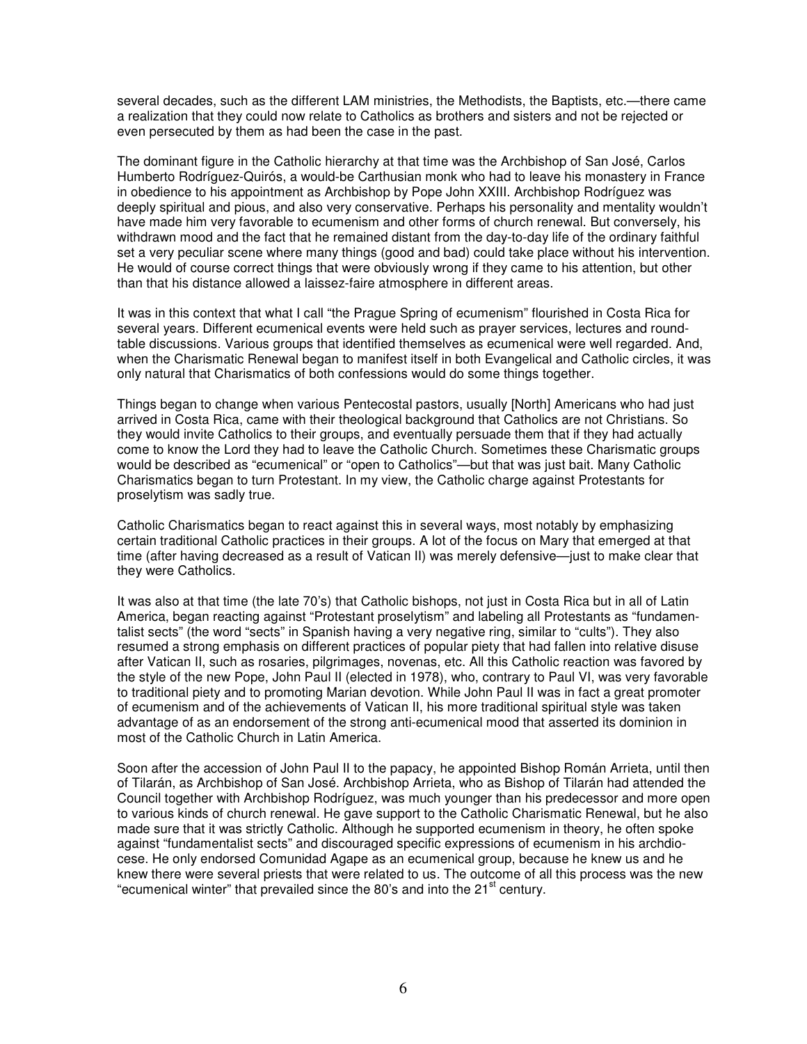several decades, such as the different LAM ministries, the Methodists, the Baptists, etc.—there came a realization that they could now relate to Catholics as brothers and sisters and not be rejected or even persecuted by them as had been the case in the past.

The dominant figure in the Catholic hierarchy at that time was the Archbishop of San José, Carlos Humberto Rodríguez-Quirós, a would-be Carthusian monk who had to leave his monastery in France in obedience to his appointment as Archbishop by Pope John XXIII. Archbishop Rodríguez was deeply spiritual and pious, and also very conservative. Perhaps his personality and mentality wouldn't have made him very favorable to ecumenism and other forms of church renewal. But conversely, his withdrawn mood and the fact that he remained distant from the day-to-day life of the ordinary faithful set a very peculiar scene where many things (good and bad) could take place without his intervention. He would of course correct things that were obviously wrong if they came to his attention, but other than that his distance allowed a laissez-faire atmosphere in different areas.

It was in this context that what I call "the Prague Spring of ecumenism" flourished in Costa Rica for several years. Different ecumenical events were held such as prayer services, lectures and round-table discussions. Various groups that identified themselves as ecumenical were well regarded. And, when the Charismatic Renewal began to manifest itself in both Evangelical and Catholic circles, it was only natural that Charismatics of both confessions would do some things together.

Things began to change when various Pentecostal pastors, usually [North] Americans who had just arrived in Costa Rica, came with their theological background that Catholics are not Christians. So they would invite Catholics to their groups, and eventually persuade them that if they had actually come to know the Lord they had to leave the Catholic Church. Sometimes these Charismatic groups would be described as "ecumenical" or "open to Catholics"—but that was just bait. Many Catholic Charismatics began to turn Protestant. In my view, the Catholic charge against Protestants for proselytism was sadly true.

Catholic Charismatics began to react against this in several ways, most notably by emphasizing certain traditional Catholic practices in their groups. A lot of the focus on Mary that emerged at that time (after having decreased as a result of Vatican II) was merely defensive—just to make clear that they were Catholics.

It was also at that time (the late 70's) that Catholic bishops, not just in Costa Rica but in all of Latin America, began reacting against "Protestant proselytism" and labeling all Protestants as "fundamentalist sects" (the word "sects" in Spanish having a very negative ring, similar to "cults"). They also resumed a strong emphasis on different practices of popular piety that had fallen into relative disuse after Vatican II, such as rosaries, pilgrimages, novenas, etc. All this Catholic reaction was favored by the style of the new Pope, John Paul II (elected in 1978), who, contrary to Paul VI, was very favorable to traditional piety and to promoting Marian devotion. While John Paul II was in fact a great promoter of ecumenism and of the achievements of Vatican II, his more traditional spiritual style was taken advantage of as an endorsement of the strong anti-ecumenical mood that asserted its dominion in most of the Catholic Church in Latin America.

Soon after the accession of John Paul II to the papacy, he appointed Bishop Román Arrieta, until then of Tilarán, as Archbishop of San José. Archbishop Arrieta, who as Bishop of Tilarán had attended the Council together with Archbishop Rodríguez, was much younger than his predecessor and more open to various kinds of church renewal. He gave support to the Catholic Charismatic Renewal, but he also made sure that it was strictly Catholic. Although he supported ecumenism in theory, he often spoke against "fundamentalist sects" and discouraged specific expressions of ecumenism in his archdiocese. He only endorsed Comunidad Agape as an ecumenical group, because he knew us and he knew there were several priests that were related to us. The outcome of all this process was the new "ecumenical winter" that prevailed since the 80's and into the 21st century.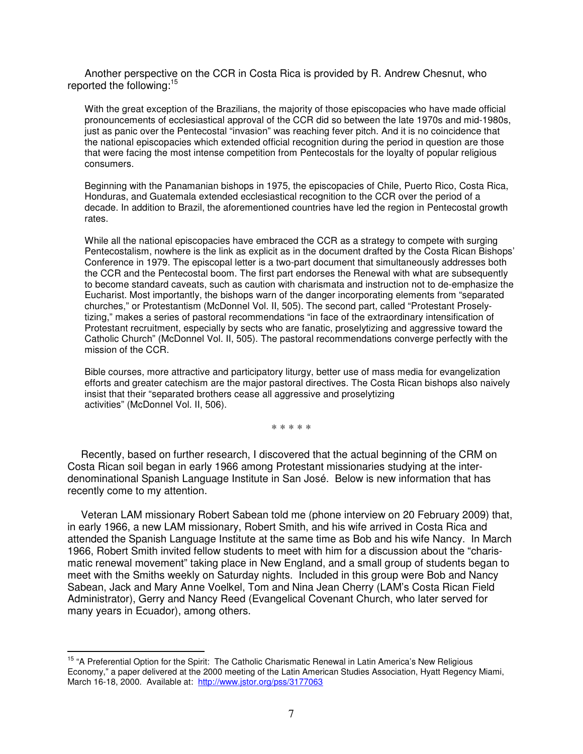Another perspective on the CCR in Costa Rica is provided by R. Andrew Chesnut, who reported the following:[15]

> With the great exception of the Brazilians, the majority of those episcopacies who have made official pronouncements of ecclesiastical approval of the CCR did so between the late 1970s and mid-1980s, just as panic over the Pentecostal "invasion" was reaching fever pitch. And it is no coincidence that the national episcopacies which extended official recognition during the period in question are those that were facing the most intense competition from Pentecostals for the loyalty of popular religious consumers.
>
> Beginning with the Panamanian bishops in 1975, the episcopacies of Chile, Puerto Rico, Costa Rica, Honduras, and Guatemala extended ecclesiastical recognition to the CCR over the period of a decade. In addition to Brazil, the aforementioned countries have led the region in Pentecostal growth rates.
>
> While all the national episcopacies have embraced the CCR as a strategy to compete with surging Pentecostalism, nowhere is the link as explicit as in the document drafted by the Costa Rican Bishops' Conference in 1979. The episcopal letter is a two-part document that simultaneously addresses both the CCR and the Pentecostal boom. The first part endorses the Renewal with what are subsequently to become standard caveats, such as caution with charismata and instruction not to de-emphasize the Eucharist. Most importantly, the bishops warn of the danger incorporating elements from "separated churches," or Protestantism (McDonnel Vol. II, 505). The second part, called "Protestant Proselytizing," makes a series of pastoral recommendations "in face of the extraordinary intensification of Protestant recruitment, especially by sects who are fanatic, proselytizing and aggressive toward the Catholic Church" (McDonnel Vol. II, 505). The pastoral recommendations converge perfectly with the mission of the CCR.
>
> Bible courses, more attractive and participatory liturgy, better use of mass media for evangelization efforts and greater catechism are the major pastoral directives. The Costa Rican bishops also naively insist that their "separated brothers cease all aggressive and proselytizing activities" (McDonnel Vol. II, 506).

\* \* \* \* \*

Recently, based on further research, I discovered that the actual beginning of the CRM on Costa Rican soil began in early 1966 among Protestant missionaries studying at the inter-denominational Spanish Language Institute in San José. Below is new information that has recently come to my attention.

Veteran LAM missionary Robert Sabean told me (phone interview on 20 February 2009) that, in early 1966, a new LAM missionary, Robert Smith, and his wife arrived in Costa Rica and attended the Spanish Language Institute at the same time as Bob and his wife Nancy. In March 1966, Robert Smith invited fellow students to meet with him for a discussion about the "charismatic renewal movement" taking place in New England, and a small group of students began to meet with the Smiths weekly on Saturday nights. Included in this group were Bob and Nancy Sabean, Jack and Mary Anne Voelkel, Tom and Nina Jean Cherry (LAM's Costa Rican Field Administrator), Gerry and Nancy Reed (Evangelical Covenant Church, who later served for many years in Ecuador), among others.

---

[15] "A Preferential Option for the Spirit: The Catholic Charismatic Renewal in Latin America's New Religious Economy," a paper delivered at the 2000 meeting of the Latin American Studies Association, Hyatt Regency Miami, March 16-18, 2000. Available at: http://www.jstor.org/pss/3177063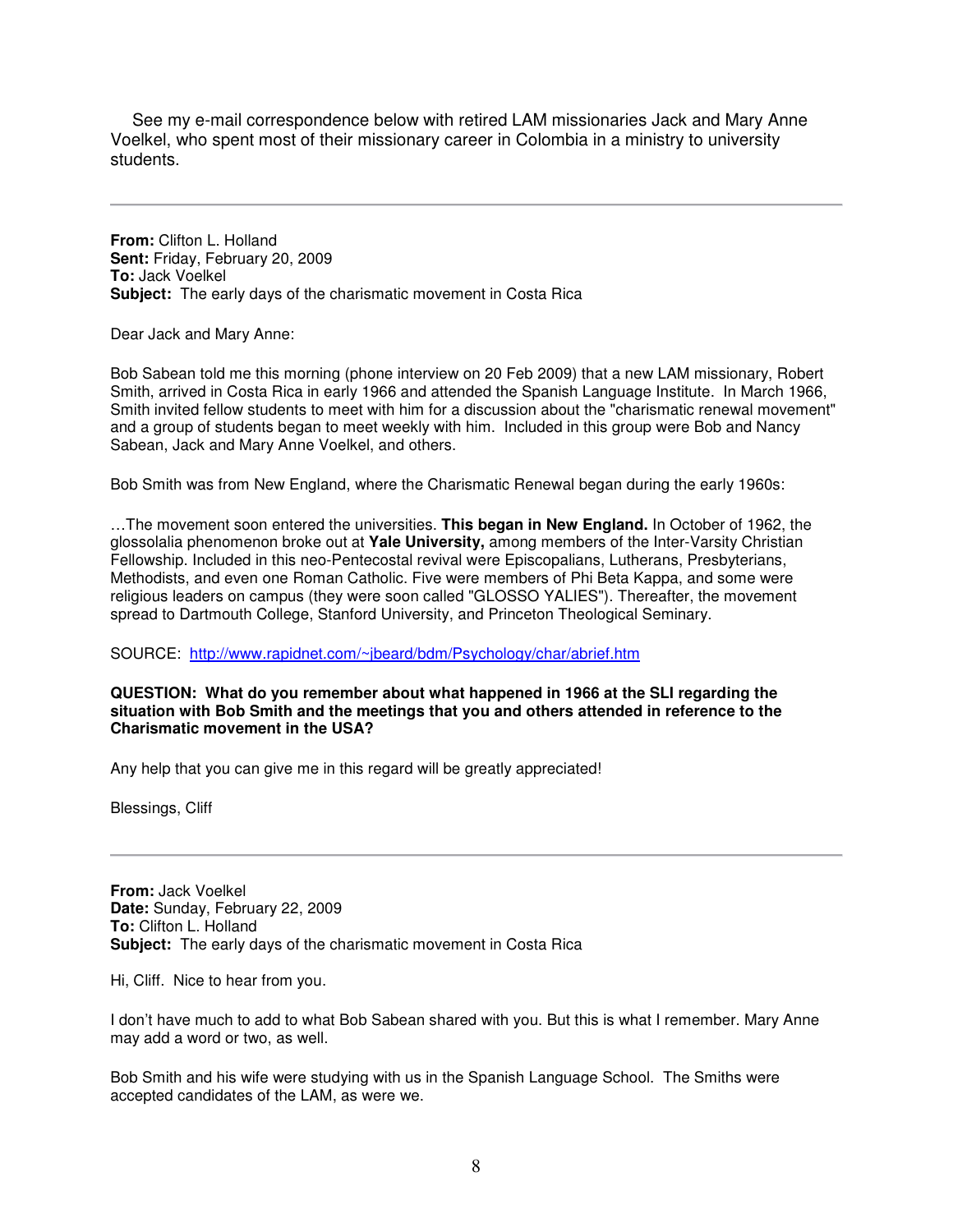See my e-mail correspondence below with retired LAM missionaries Jack and Mary Anne Voelkel, who spent most of their missionary career in Colombia in a ministry to university students.

---

**From:** Clifton L. Holland
**Sent:** Friday, February 20, 2009
**To:** Jack Voelkel
**Subject:** The early days of the charismatic movement in Costa Rica

Dear Jack and Mary Anne:

Bob Sabean told me this morning (phone interview on 20 Feb 2009) that a new LAM missionary, Robert Smith, arrived in Costa Rica in early 1966 and attended the Spanish Language Institute. In March 1966, Smith invited fellow students to meet with him for a discussion about the "charismatic renewal movement" and a group of students began to meet weekly with him. Included in this group were Bob and Nancy Sabean, Jack and Mary Anne Voelkel, and others.

Bob Smith was from New England, where the Charismatic Renewal began during the early 1960s:

…The movement soon entered the universities. **This began in New England.** In October of 1962, the glossolalia phenomenon broke out at **Yale University,** among members of the Inter-Varsity Christian Fellowship. Included in this neo-Pentecostal revival were Episcopalians, Lutherans, Presbyterians, Methodists, and even one Roman Catholic. Five were members of Phi Beta Kappa, and some were religious leaders on campus (they were soon called "GLOSSO YALIES"). Thereafter, the movement spread to Dartmouth College, Stanford University, and Princeton Theological Seminary.

SOURCE: [http://www.rapidnet.com/~jbeard/bdm/Psychology/char/abrief.htm](http://www.rapidnet.com/~jbeard/bdm/Psychology/char/abrief.htm)

**QUESTION: What do you remember about what happened in 1966 at the SLI regarding the situation with Bob Smith and the meetings that you and others attended in reference to the Charismatic movement in the USA?**

Any help that you can give me in this regard will be greatly appreciated!

Blessings, Cliff

---

**From:** Jack Voelkel
**Date:** Sunday, February 22, 2009
**To:** Clifton L. Holland
**Subject:** The early days of the charismatic movement in Costa Rica

Hi, Cliff. Nice to hear from you.

I don't have much to add to what Bob Sabean shared with you. But this is what I remember. Mary Anne may add a word or two, as well.

Bob Smith and his wife were studying with us in the Spanish Language School. The Smiths were accepted candidates of the LAM, as were we.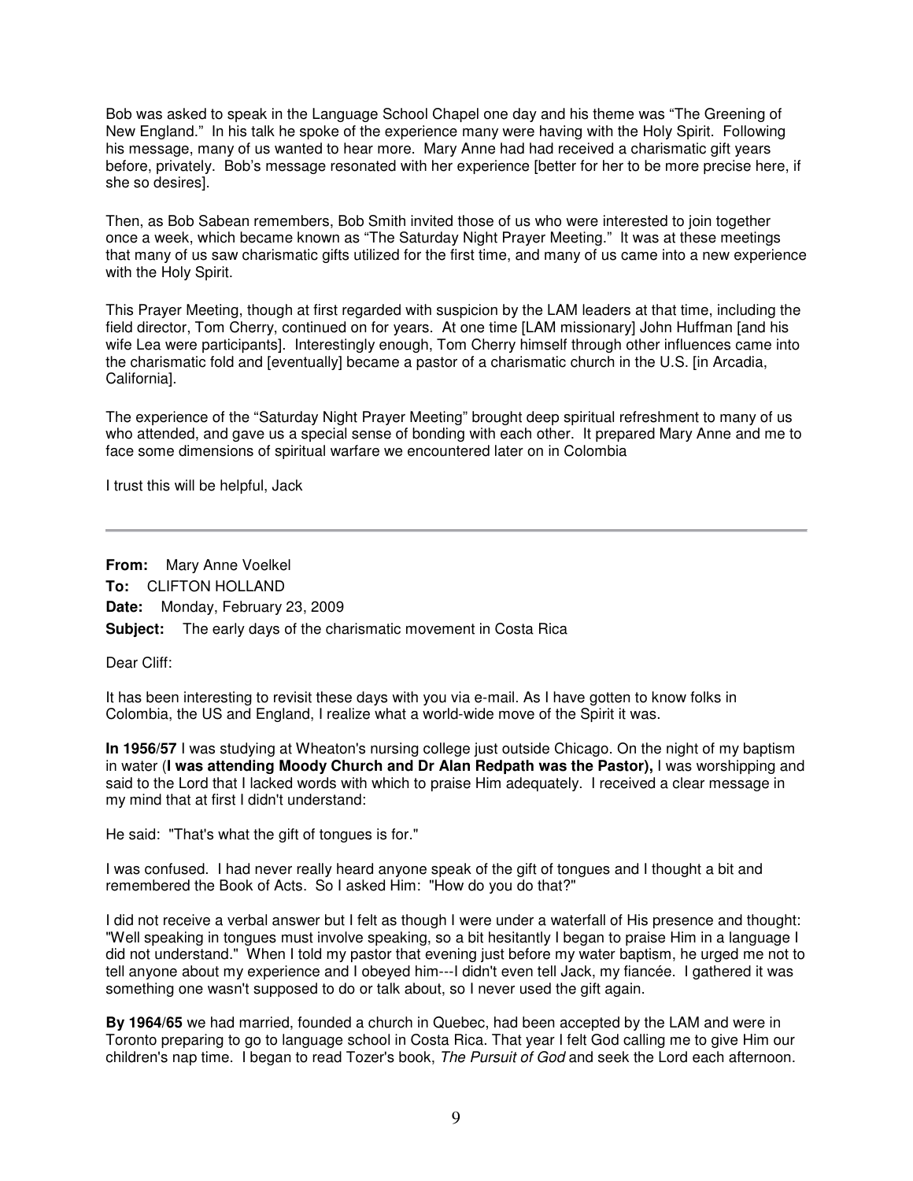Bob was asked to speak in the Language School Chapel one day and his theme was "The Greening of New England." In his talk he spoke of the experience many were having with the Holy Spirit. Following his message, many of us wanted to hear more. Mary Anne had had received a charismatic gift years before, privately. Bob's message resonated with her experience [better for her to be more precise here, if she so desires].

Then, as Bob Sabean remembers, Bob Smith invited those of us who were interested to join together once a week, which became known as "The Saturday Night Prayer Meeting." It was at these meetings that many of us saw charismatic gifts utilized for the first time, and many of us came into a new experience with the Holy Spirit.

This Prayer Meeting, though at first regarded with suspicion by the LAM leaders at that time, including the field director, Tom Cherry, continued on for years. At one time [LAM missionary] John Huffman [and his wife Lea were participants]. Interestingly enough, Tom Cherry himself through other influences came into the charismatic fold and [eventually] became a pastor of a charismatic church in the U.S. [in Arcadia, California].

The experience of the "Saturday Night Prayer Meeting" brought deep spiritual refreshment to many of us who attended, and gave us a special sense of bonding with each other. It prepared Mary Anne and me to face some dimensions of spiritual warfare we encountered later on in Colombia

I trust this will be helpful, Jack

---

**From:** Mary Anne Voelkel
**To:** CLIFTON HOLLAND
**Date:** Monday, February 23, 2009
**Subject:** The early days of the charismatic movement in Costa Rica

Dear Cliff:

It has been interesting to revisit these days with you via e-mail. As I have gotten to know folks in Colombia, the US and England, I realize what a world-wide move of the Spirit it was.

**In 1956/57** I was studying at Wheaton's nursing college just outside Chicago. On the night of my baptism in water (**I was attending Moody Church and Dr Alan Redpath was the Pastor),** I was worshipping and said to the Lord that I lacked words with which to praise Him adequately. I received a clear message in my mind that at first I didn't understand:

He said: "That's what the gift of tongues is for."

I was confused. I had never really heard anyone speak of the gift of tongues and I thought a bit and remembered the Book of Acts. So I asked Him: "How do you do that?"

I did not receive a verbal answer but I felt as though I were under a waterfall of His presence and thought: "Well speaking in tongues must involve speaking, so a bit hesitantly I began to praise Him in a language I did not understand." When I told my pastor that evening just before my water baptism, he urged me not to tell anyone about my experience and I obeyed him---I didn't even tell Jack, my fiancée. I gathered it was something one wasn't supposed to do or talk about, so I never used the gift again.

**By 1964/65** we had married, founded a church in Quebec, had been accepted by the LAM and were in Toronto preparing to go to language school in Costa Rica. That year I felt God calling me to give Him our children's nap time. I began to read Tozer's book, *The Pursuit of God* and seek the Lord each afternoon.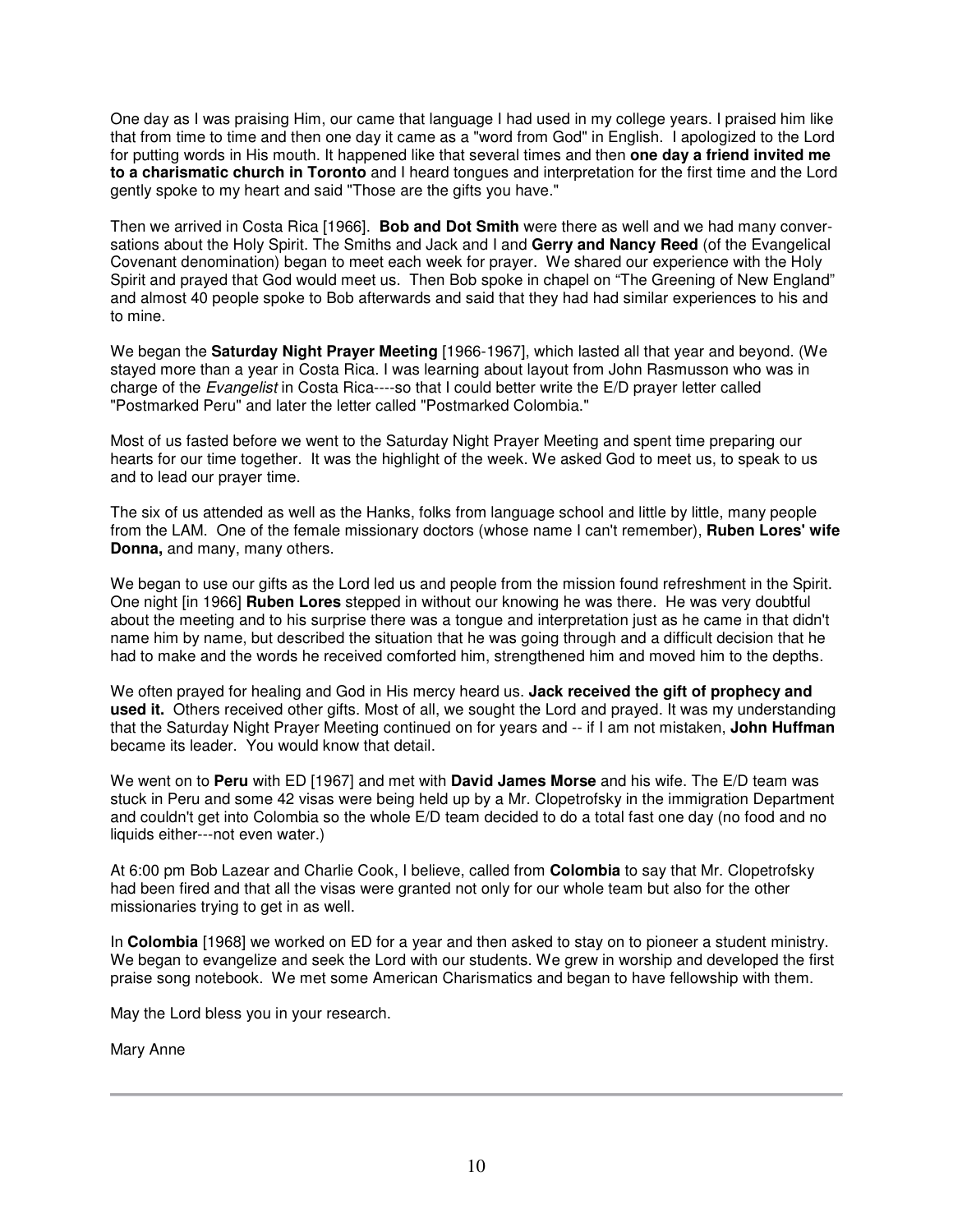One day as I was praising Him, our came that language I had used in my college years. I praised him like that from time to time and then one day it came as a "word from God" in English. I apologized to the Lord for putting words in His mouth. It happened like that several times and then **one day a friend invited me to a charismatic church in Toronto** and I heard tongues and interpretation for the first time and the Lord gently spoke to my heart and said "Those are the gifts you have."

Then we arrived in Costa Rica [1966]. **Bob and Dot Smith** were there as well and we had many conversations about the Holy Spirit. The Smiths and Jack and I and **Gerry and Nancy Reed** (of the Evangelical Covenant denomination) began to meet each week for prayer. We shared our experience with the Holy Spirit and prayed that God would meet us. Then Bob spoke in chapel on "The Greening of New England" and almost 40 people spoke to Bob afterwards and said that they had had similar experiences to his and to mine.

We began the **Saturday Night Prayer Meeting** [1966-1967], which lasted all that year and beyond. (We stayed more than a year in Costa Rica. I was learning about layout from John Rasmusson who was in charge of the *Evangelist* in Costa Rica----so that I could better write the E/D prayer letter called "Postmarked Peru" and later the letter called "Postmarked Colombia."

Most of us fasted before we went to the Saturday Night Prayer Meeting and spent time preparing our hearts for our time together. It was the highlight of the week. We asked God to meet us, to speak to us and to lead our prayer time.

The six of us attended as well as the Hanks, folks from language school and little by little, many people from the LAM. One of the female missionary doctors (whose name I can't remember), **Ruben Lores' wife Donna,** and many, many others.

We began to use our gifts as the Lord led us and people from the mission found refreshment in the Spirit. One night [in 1966] **Ruben Lores** stepped in without our knowing he was there. He was very doubtful about the meeting and to his surprise there was a tongue and interpretation just as he came in that didn't name him by name, but described the situation that he was going through and a difficult decision that he had to make and the words he received comforted him, strengthened him and moved him to the depths.

We often prayed for healing and God in His mercy heard us. **Jack received the gift of prophecy and used it.** Others received other gifts. Most of all, we sought the Lord and prayed. It was my understanding that the Saturday Night Prayer Meeting continued on for years and -- if I am not mistaken, **John Huffman** became its leader. You would know that detail.

We went on to **Peru** with ED [1967] and met with **David James Morse** and his wife. The E/D team was stuck in Peru and some 42 visas were being held up by a Mr. Clopetrofsky in the immigration Department and couldn't get into Colombia so the whole E/D team decided to do a total fast one day (no food and no liquids either---not even water.)

At 6:00 pm Bob Lazear and Charlie Cook, I believe, called from **Colombia** to say that Mr. Clopetrofsky had been fired and that all the visas were granted not only for our whole team but also for the other missionaries trying to get in as well.

In **Colombia** [1968] we worked on ED for a year and then asked to stay on to pioneer a student ministry. We began to evangelize and seek the Lord with our students. We grew in worship and developed the first praise song notebook. We met some American Charismatics and began to have fellowship with them.

May the Lord bless you in your research.

Mary Anne

---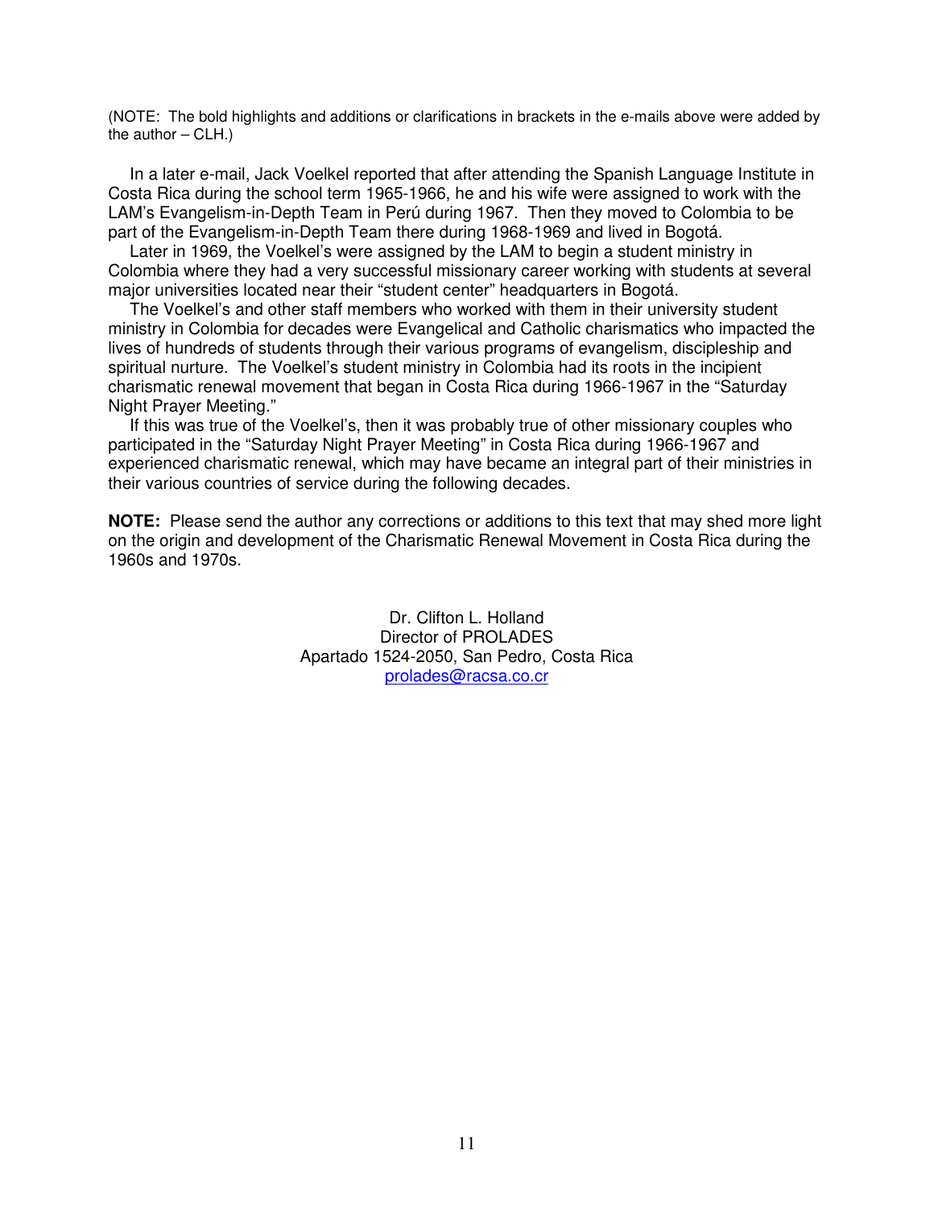(NOTE: The bold highlights and additions or clarifications in brackets in the e-mails above were added by the author – CLH.)

In a later e-mail, Jack Voelkel reported that after attending the Spanish Language Institute in Costa Rica during the school term 1965-1966, he and his wife were assigned to work with the LAM's Evangelism-in-Depth Team in Perú during 1967. Then they moved to Colombia to be part of the Evangelism-in-Depth Team there during 1968-1969 and lived in Bogotá.

Later in 1969, the Voelkel's were assigned by the LAM to begin a student ministry in Colombia where they had a very successful missionary career working with students at several major universities located near their "student center" headquarters in Bogotá.

The Voelkel's and other staff members who worked with them in their university student ministry in Colombia for decades were Evangelical and Catholic charismatics who impacted the lives of hundreds of students through their various programs of evangelism, discipleship and spiritual nurture. The Voelkel's student ministry in Colombia had its roots in the incipient charismatic renewal movement that began in Costa Rica during 1966-1967 in the "Saturday Night Prayer Meeting."

If this was true of the Voelkel's, then it was probably true of other missionary couples who participated in the "Saturday Night Prayer Meeting" in Costa Rica during 1966-1967 and experienced charismatic renewal, which may have became an integral part of their ministries in their various countries of service during the following decades.

**NOTE:** Please send the author any corrections or additions to this text that may shed more light on the origin and development of the Charismatic Renewal Movement in Costa Rica during the 1960s and 1970s.

Dr. Clifton L. Holland
Director of PROLADES
Apartado 1524-2050, San Pedro, Costa Rica
prolades@racsa.co.cr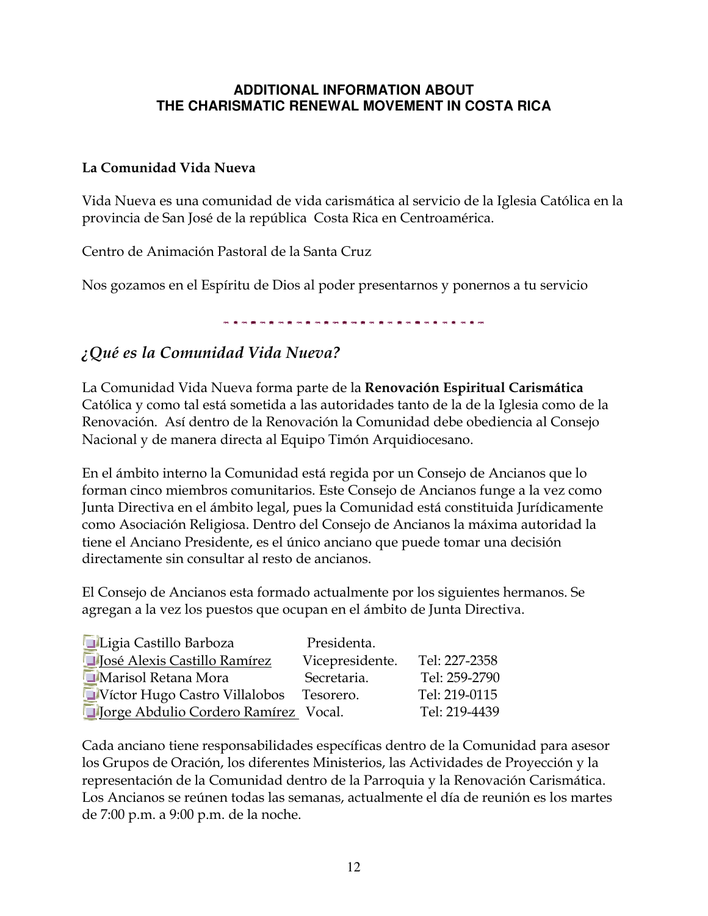**ADDITIONAL INFORMATION ABOUT THE CHARISMATIC RENEWAL MOVEMENT IN COSTA RICA**

**La Comunidad Vida Nueva**

Vida Nueva es una comunidad de vida carismática al servicio de la Iglesia Católica en la provincia de San José de la república Costa Rica en Centroamérica.

Centro de Animación Pastoral de la Santa Cruz

Nos gozamos en el Espíritu de Dios al poder presentarnos y ponernos a tu servicio

## *¿Qué es la Comunidad Vida Nueva?*

La Comunidad Vida Nueva forma parte de la **Renovación Espiritual Carismática** Católica y como tal está sometida a las autoridades tanto de la de la Iglesia como de la Renovación. Así dentro de la Renovación la Comunidad debe obediencia al Consejo Nacional y de manera directa al Equipo Timón Arquidiocesano.

En el ámbito interno la Comunidad está regida por un Consejo de Ancianos que lo forman cinco miembros comunitarios. Este Consejo de Ancianos funge a la vez como Junta Directiva en el ámbito legal, pues la Comunidad está constituida Jurídicamente como Asociación Religiosa. Dentro del Consejo de Ancianos la máxima autoridad la tiene el Anciano Presidente, es el único anciano que puede tomar una decisión directamente sin consultar al resto de ancianos.

El Consejo de Ancianos esta formado actualmente por los siguientes hermanos. Se agregan a la vez los puestos que ocupan en el ámbito de Junta Directiva.

| | | |
|---|---|---|
| Ligia Castillo Barboza | Presidenta. | |
| José Alexis Castillo Ramírez | Vicepresidente. | Tel: 227-2358 |
| Marisol Retana Mora | Secretaria. | Tel: 259-2790 |
| Víctor Hugo Castro Villalobos | Tesorero. | Tel: 219-0115 |
| Jorge Abdulio Cordero Ramírez | Vocal. | Tel: 219-4439 |

Cada anciano tiene responsabilidades específicas dentro de la Comunidad para asesor los Grupos de Oración, los diferentes Ministerios, las Actividades de Proyección y la representación de la Comunidad dentro de la Parroquia y la Renovación Carismática. Los Ancianos se reúnen todas las semanas, actualmente el día de reunión es los martes de 7:00 p.m. a 9:00 p.m. de la noche.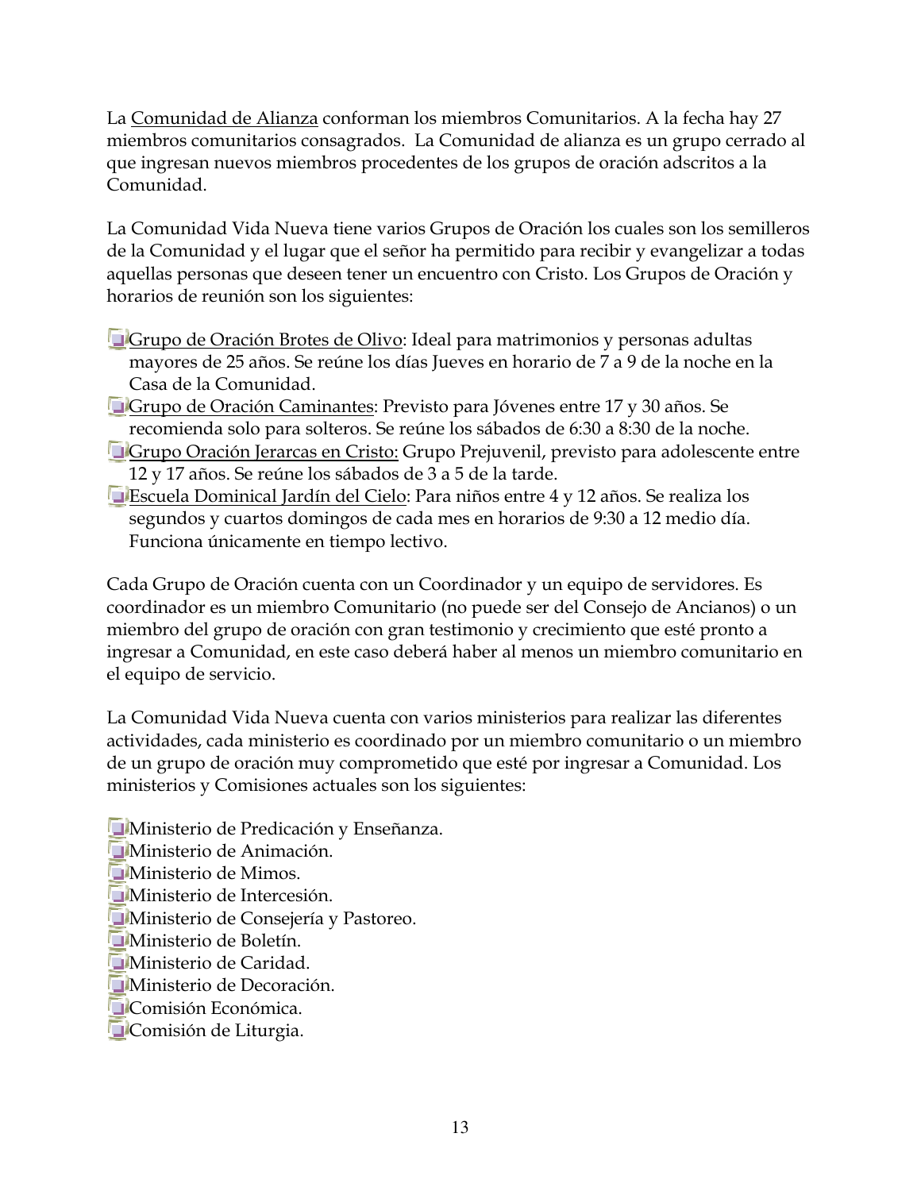La Comunidad de Alianza conforman los miembros Comunitarios. A la fecha hay 27 miembros comunitarios consagrados. La Comunidad de alianza es un grupo cerrado al que ingresan nuevos miembros procedentes de los grupos de oración adscritos a la Comunidad.

La Comunidad Vida Nueva tiene varios Grupos de Oración los cuales son los semilleros de la Comunidad y el lugar que el señor ha permitido para recibir y evangelizar a todas aquellas personas que deseen tener un encuentro con Cristo. Los Grupos de Oración y horarios de reunión son los siguientes:

- Grupo de Oración Brotes de Olivo: Ideal para matrimonios y personas adultas mayores de 25 años. Se reúne los días Jueves en horario de 7 a 9 de la noche en la Casa de la Comunidad.
- Grupo de Oración Caminantes: Previsto para Jóvenes entre 17 y 30 años. Se recomienda solo para solteros. Se reúne los sábados de 6:30 a 8:30 de la noche.
- Grupo Oración Jerarcas en Cristo: Grupo Prejuvenil, previsto para adolescente entre 12 y 17 años. Se reúne los sábados de 3 a 5 de la tarde.
- Escuela Dominical Jardín del Cielo: Para niños entre 4 y 12 años. Se realiza los segundos y cuartos domingos de cada mes en horarios de 9:30 a 12 medio día. Funciona únicamente en tiempo lectivo.

Cada Grupo de Oración cuenta con un Coordinador y un equipo de servidores. Es coordinador es un miembro Comunitario (no puede ser del Consejo de Ancianos) o un miembro del grupo de oración con gran testimonio y crecimiento que esté pronto a ingresar a Comunidad, en este caso deberá haber al menos un miembro comunitario en el equipo de servicio.

La Comunidad Vida Nueva cuenta con varios ministerios para realizar las diferentes actividades, cada ministerio es coordinado por un miembro comunitario o un miembro de un grupo de oración muy comprometido que esté por ingresar a Comunidad. Los ministerios y Comisiones actuales son los siguientes:

- Ministerio de Predicación y Enseñanza.
- Ministerio de Animación.
- Ministerio de Mimos.
- Ministerio de Intercesión.
- Ministerio de Consejería y Pastoreo.
- Ministerio de Boletín.
- Ministerio de Caridad.
- Ministerio de Decoración.
- Comisión Económica.
- Comisión de Liturgia.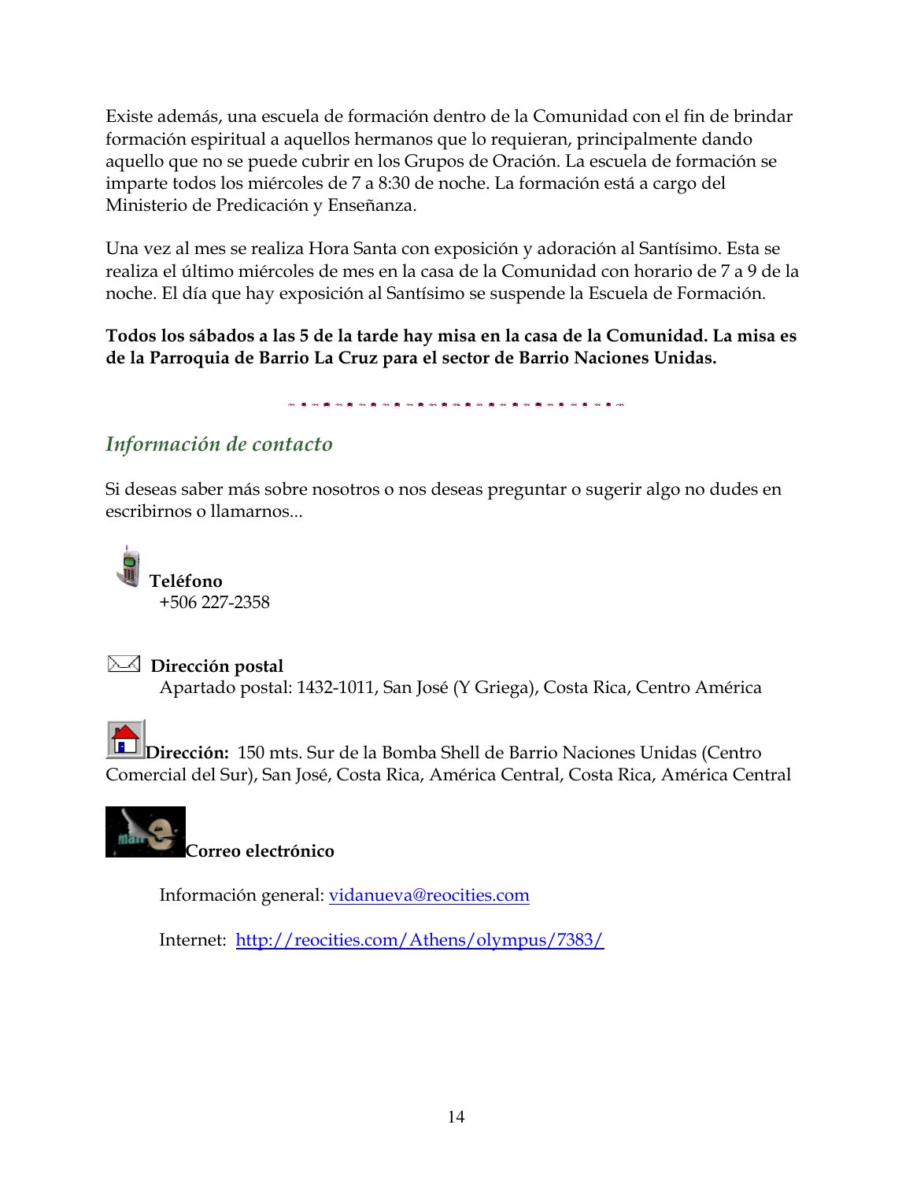Existe además, una escuela de formación dentro de la Comunidad con el fin de brindar formación espiritual a aquellos hermanos que lo requieran, principalmente dando aquello que no se puede cubrir en los Grupos de Oración. La escuela de formación se imparte todos los miércoles de 7 a 8:30 de noche. La formación está a cargo del Ministerio de Predicación y Enseñanza.

Una vez al mes se realiza Hora Santa con exposición y adoración al Santísimo. Esta se realiza el último miércoles de mes en la casa de la Comunidad con horario de 7 a 9 de la noche. El día que hay exposición al Santísimo se suspende la Escuela de Formación.

**Todos los sábados a las 5 de la tarde hay misa en la casa de la Comunidad. La misa es de la Parroquia de Barrio La Cruz para el sector de Barrio Naciones Unidas.**

## *Información de contacto*

Si deseas saber más sobre nosotros o nos deseas preguntar o sugerir algo no dudes en escribirnos o llamarnos...

**Teléfono**
+506 227-2358

**Dirección postal**
Apartado postal: 1432-1011, San José (Y Griega), Costa Rica, Centro América

**Dirección:** 150 mts. Sur de la Bomba Shell de Barrio Naciones Unidas (Centro Comercial del Sur), San José, Costa Rica, América Central, Costa Rica, América Central

**Correo electrónico**

Información general: vidanueva@reocities.com

Internet: http://reocities.com/Athens/olympus/7383/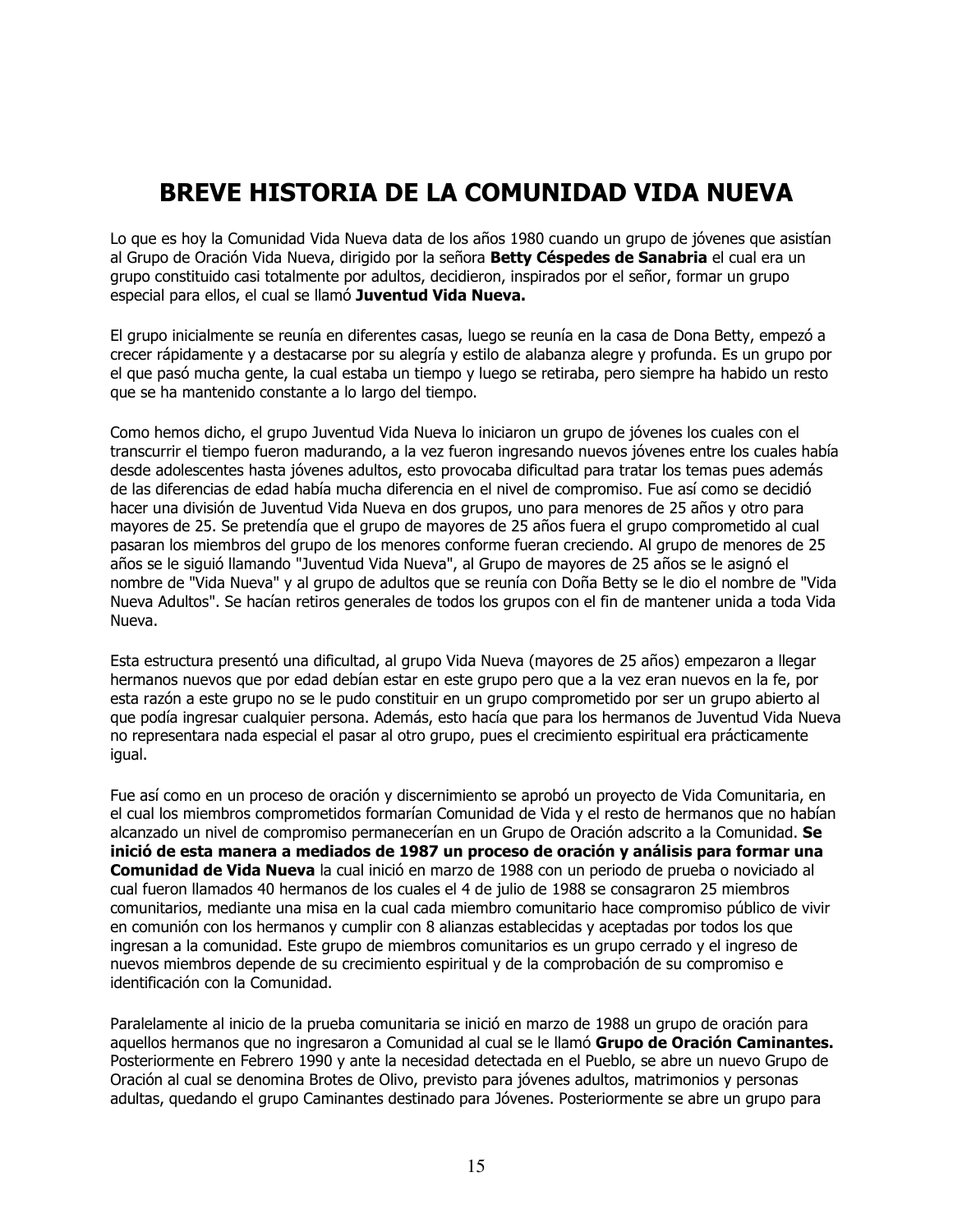# BREVE HISTORIA DE LA COMUNIDAD VIDA NUEVA

Lo que es hoy la Comunidad Vida Nueva data de los años 1980 cuando un grupo de jóvenes que asistían al Grupo de Oración Vida Nueva, dirigido por la señora **Betty Céspedes de Sanabria** el cual era un grupo constituido casi totalmente por adultos, decidieron, inspirados por el señor, formar un grupo especial para ellos, el cual se llamó **Juventud Vida Nueva.**

El grupo inicialmente se reunía en diferentes casas, luego se reunía en la casa de Dona Betty, empezó a crecer rápidamente y a destacarse por su alegría y estilo de alabanza alegre y profunda. Es un grupo por el que pasó mucha gente, la cual estaba un tiempo y luego se retiraba, pero siempre ha habido un resto que se ha mantenido constante a lo largo del tiempo.

Como hemos dicho, el grupo Juventud Vida Nueva lo iniciaron un grupo de jóvenes los cuales con el transcurrir el tiempo fueron madurando, a la vez fueron ingresando nuevos jóvenes entre los cuales había desde adolescentes hasta jóvenes adultos, esto provocaba dificultad para tratar los temas pues además de las diferencias de edad había mucha diferencia en el nivel de compromiso. Fue así como se decidió hacer una división de Juventud Vida Nueva en dos grupos, uno para menores de 25 años y otro para mayores de 25. Se pretendía que el grupo de mayores de 25 años fuera el grupo comprometido al cual pasaran los miembros del grupo de los menores conforme fueran creciendo. Al grupo de menores de 25 años se le siguió llamando "Juventud Vida Nueva", al Grupo de mayores de 25 años se le asignó el nombre de "Vida Nueva" y al grupo de adultos que se reunía con Doña Betty se le dio el nombre de "Vida Nueva Adultos". Se hacían retiros generales de todos los grupos con el fin de mantener unida a toda Vida Nueva.

Esta estructura presentó una dificultad, al grupo Vida Nueva (mayores de 25 años) empezaron a llegar hermanos nuevos que por edad debían estar en este grupo pero que a la vez eran nuevos en la fe, por esta razón a este grupo no se le pudo constituir en un grupo comprometido por ser un grupo abierto al que podía ingresar cualquier persona. Además, esto hacía que para los hermanos de Juventud Vida Nueva no representara nada especial el pasar al otro grupo, pues el crecimiento espiritual era prácticamente igual.

Fue así como en un proceso de oración y discernimiento se aprobó un proyecto de Vida Comunitaria, en el cual los miembros comprometidos formarían Comunidad de Vida y el resto de hermanos que no habían alcanzado un nivel de compromiso permanecerían en un Grupo de Oración adscrito a la Comunidad. **Se inició de esta manera a mediados de 1987 un proceso de oración y análisis para formar una Comunidad de Vida Nueva** la cual inició en marzo de 1988 con un periodo de prueba o noviciado al cual fueron llamados 40 hermanos de los cuales el 4 de julio de 1988 se consagraron 25 miembros comunitarios, mediante una misa en la cual cada miembro comunitario hace compromiso público de vivir en comunión con los hermanos y cumplir con 8 alianzas establecidas y aceptadas por todos los que ingresan a la comunidad. Este grupo de miembros comunitarios es un grupo cerrado y el ingreso de nuevos miembros depende de su crecimiento espiritual y de la comprobación de su compromiso e identificación con la Comunidad.

Paralelamente al inicio de la prueba comunitaria se inició en marzo de 1988 un grupo de oración para aquellos hermanos que no ingresaron a Comunidad al cual se le llamó **Grupo de Oración Caminantes.** Posteriormente en Febrero 1990 y ante la necesidad detectada en el Pueblo, se abre un nuevo Grupo de Oración al cual se denomina Brotes de Olivo, previsto para jóvenes adultos, matrimonios y personas adultas, quedando el grupo Caminantes destinado para Jóvenes. Posteriormente se abre un grupo para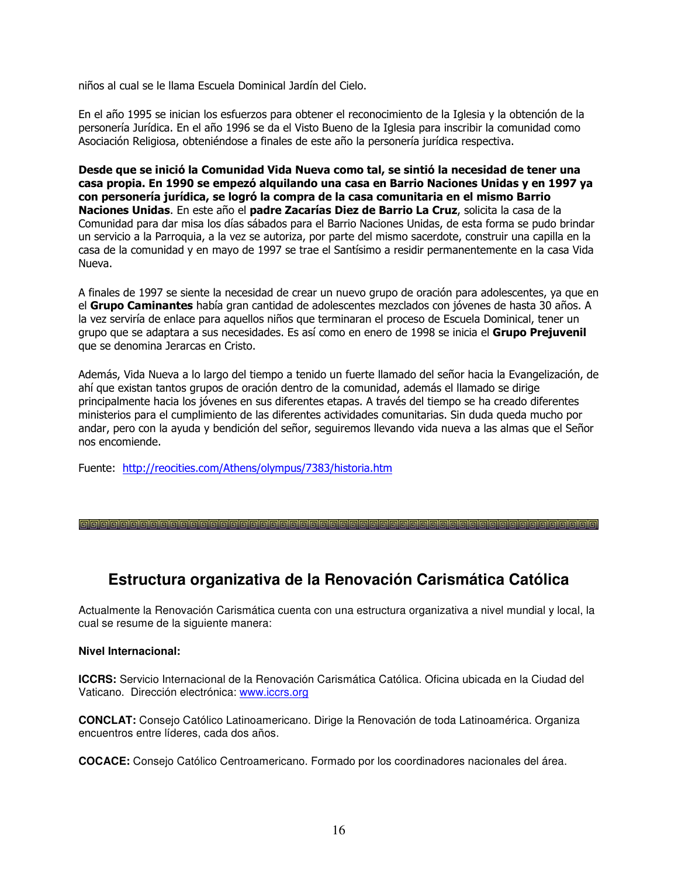niños al cual se le llama Escuela Dominical Jardín del Cielo.

En el año 1995 se inician los esfuerzos para obtener el reconocimiento de la Iglesia y la obtención de la personería Jurídica. En el año 1996 se da el Visto Bueno de la Iglesia para inscribir la comunidad como Asociación Religiosa, obteniéndose a finales de este año la personería jurídica respectiva.

**Desde que se inició la Comunidad Vida Nueva como tal, se sintió la necesidad de tener una casa propia. En 1990 se empezó alquilando una casa en Barrio Naciones Unidas y en 1997 ya con personería jurídica, se logró la compra de la casa comunitaria en el mismo Barrio Naciones Unidas**. En este año el **padre Zacarías Diez de Barrio La Cruz**, solicita la casa de la Comunidad para dar misa los días sábados para el Barrio Naciones Unidas, de esta forma se pudo brindar un servicio a la Parroquia, a la vez se autoriza, por parte del mismo sacerdote, construir una capilla en la casa de la comunidad y en mayo de 1997 se trae el Santísimo a residir permanentemente en la casa Vida Nueva.

A finales de 1997 se siente la necesidad de crear un nuevo grupo de oración para adolescentes, ya que en el **Grupo Caminantes** había gran cantidad de adolescentes mezclados con jóvenes de hasta 30 años. A la vez serviría de enlace para aquellos niños que terminaran el proceso de Escuela Dominical, tener un grupo que se adaptara a sus necesidades. Es así como en enero de 1998 se inicia el **Grupo Prejuvenil** que se denomina Jerarcas en Cristo.

Además, Vida Nueva a lo largo del tiempo a tenido un fuerte llamado del señor hacia la Evangelización, de ahí que existan tantos grupos de oración dentro de la comunidad, además el llamado se dirige principalmente hacia los jóvenes en sus diferentes etapas. A través del tiempo se ha creado diferentes ministerios para el cumplimiento de las diferentes actividades comunitarias. Sin duda queda mucho por andar, pero con la ayuda y bendición del señor, seguiremos llevando vida nueva a las almas que el Señor nos encomiende.

Fuente: http://reocities.com/Athens/olympus/7383/historia.htm

---

## Estructura organizativa de la Renovación Carismática Católica

Actualmente la Renovación Carismática cuenta con una estructura organizativa a nivel mundial y local, la cual se resume de la siguiente manera:

**Nivel Internacional:**

**ICCRS:** Servicio Internacional de la Renovación Carismática Católica. Oficina ubicada en la Ciudad del Vaticano. Dirección electrónica: www.iccrs.org

**CONCLAT:** Consejo Católico Latinoamericano. Dirige la Renovación de toda Latinoamérica. Organiza encuentros entre líderes, cada dos años.

**COCACE:** Consejo Católico Centroamericano. Formado por los coordinadores nacionales del área.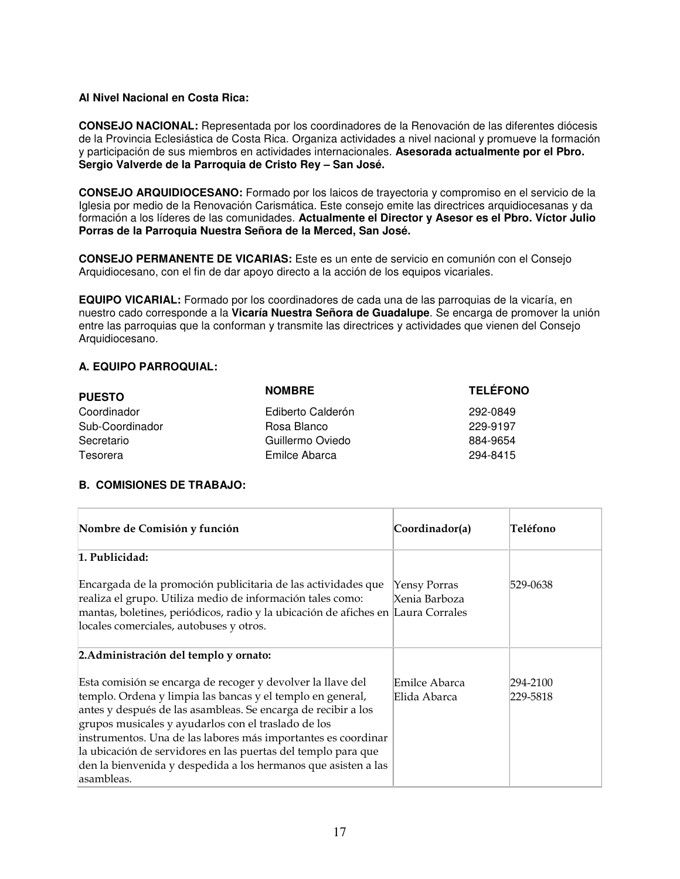**Al Nivel Nacional en Costa Rica:**

**CONSEJO NACIONAL:** Representada por los coordinadores de la Renovación de las diferentes diócesis de la Provincia Eclesiástica de Costa Rica. Organiza actividades a nivel nacional y promueve la formación y participación de sus miembros en actividades internacionales. **Asesorada actualmente por el Pbro. Sergio Valverde de la Parroquia de Cristo Rey – San José.**

**CONSEJO ARQUIDIOCESANO:** Formado por los laicos de trayectoria y compromiso en el servicio de la Iglesia por medio de la Renovación Carismática. Este consejo emite las directrices arquidiocesanas y da formación a los líderes de las comunidades. **Actualmente el Director y Asesor es el Pbro. Víctor Julio Porras de la Parroquia Nuestra Señora de la Merced, San José.**

**CONSEJO PERMANENTE DE VICARIAS:** Este es un ente de servicio en comunión con el Consejo Arquidiocesano, con el fin de dar apoyo directo a la acción de los equipos vicariales.

**EQUIPO VICARIAL:** Formado por los coordinadores de cada una de las parroquias de la vicaría, en nuestro cado corresponde a la **Vicaría Nuestra Señora de Guadalupe**. Se encarga de promover la unión entre las parroquias que la conforman y transmite las directrices y actividades que vienen del Consejo Arquidiocesano.

### A. EQUIPO PARROQUIAL:

| PUESTO | NOMBRE | TELÉFONO |
| --- | --- | --- |
| Coordinador | Ediberto Calderón | 292-0849 |
| Sub-Coordinador | Rosa Blanco | 229-9197 |
| Secretario | Guillermo Oviedo | 884-9654 |
| Tesorera | Emilce Abarca | 294-8415 |

### B. COMISIONES DE TRABAJO:

| Nombre de Comisión y función | Coordinador(a) | Teléfono |
| --- | --- | --- |
| **1. Publicidad:**<br><br>Encargada de la promoción publicitaria de las actividades que realiza el grupo. Utiliza medio de información tales como: mantas, boletines, periódicos, radio y la ubicación de afiches en locales comerciales, autobuses y otros. | Yensy Porras<br>Xenia Barboza<br>Laura Corrales | 529-0638 |
| **2.Administración del templo y ornato:**<br><br>Esta comisión se encarga de recoger y devolver la llave del templo. Ordena y limpia las bancas y el templo en general, antes y después de las asambleas. Se encarga de recibir a los grupos musicales y ayudarlos con el traslado de los instrumentos. Una de las labores más importantes es coordinar la ubicación de servidores en las puertas del templo para que den la bienvenida y despedida a los hermanos que asisten a las asambleas. | Emilce Abarca<br>Elida Abarca | 294-2100<br>229-5818 |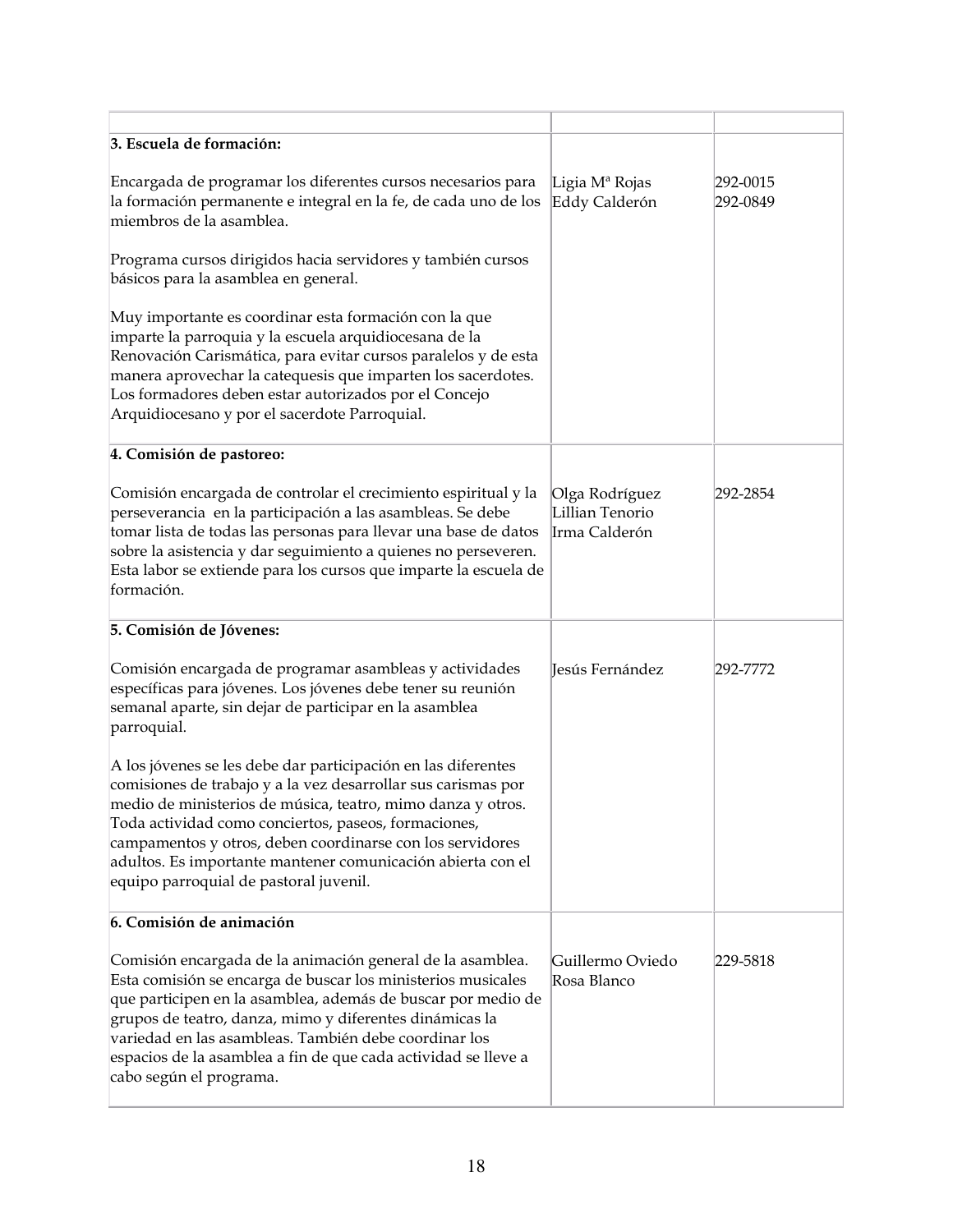| | | |
|---|---|---|
| **3. Escuela de formación:**<br><br>Encargada de programar los diferentes cursos necesarios para la formación permanente e integral en la fe, de cada uno de los miembros de la asamblea.<br><br>Programa cursos dirigidos hacia servidores y también cursos básicos para la asamblea en general.<br><br>Muy importante es coordinar esta formación con la que imparte la parroquia y la escuela arquidiocesana de la Renovación Carismática, para evitar cursos paralelos y de esta manera aprovechar la catequesis que imparten los sacerdotes. Los formadores deben estar autorizados por el Concejo Arquidiocesano y por el sacerdote Parroquial. | Ligia Mª Rojas<br>Eddy Calderón | 292-0015<br>292-0849 |
| **4. Comisión de pastoreo:**<br><br>Comisión encargada de controlar el crecimiento espiritual y la perseverancia en la participación a las asambleas. Se debe tomar lista de todas las personas para llevar una base de datos sobre la asistencia y dar seguimiento a quienes no perseveren. Esta labor se extiende para los cursos que imparte la escuela de formación. | Olga Rodríguez<br>Lillian Tenorio<br>Irma Calderón | 292-2854 |
| **5. Comisión de Jóvenes:**<br><br>Comisión encargada de programar asambleas y actividades específicas para jóvenes. Los jóvenes debe tener su reunión semanal aparte, sin dejar de participar en la asamblea parroquial.<br><br>A los jóvenes se les debe dar participación en las diferentes comisiones de trabajo y a la vez desarrollar sus carismas por medio de ministerios de música, teatro, mimo danza y otros. Toda actividad como conciertos, paseos, formaciones, campamentos y otros, deben coordinarse con los servidores adultos. Es importante mantener comunicación abierta con el equipo parroquial de pastoral juvenil. | Jesús Fernández | 292-7772 |
| **6. Comisión de animación**<br><br>Comisión encargada de la animación general de la asamblea. Esta comisión se encarga de buscar los ministerios musicales que participen en la asamblea, además de buscar por medio de grupos de teatro, danza, mimo y diferentes dinámicas la variedad en las asambleas. También debe coordinar los espacios de la asamblea a fin de que cada actividad se lleve a cabo según el programa. | Guillermo Oviedo<br>Rosa Blanco | 229-5818 |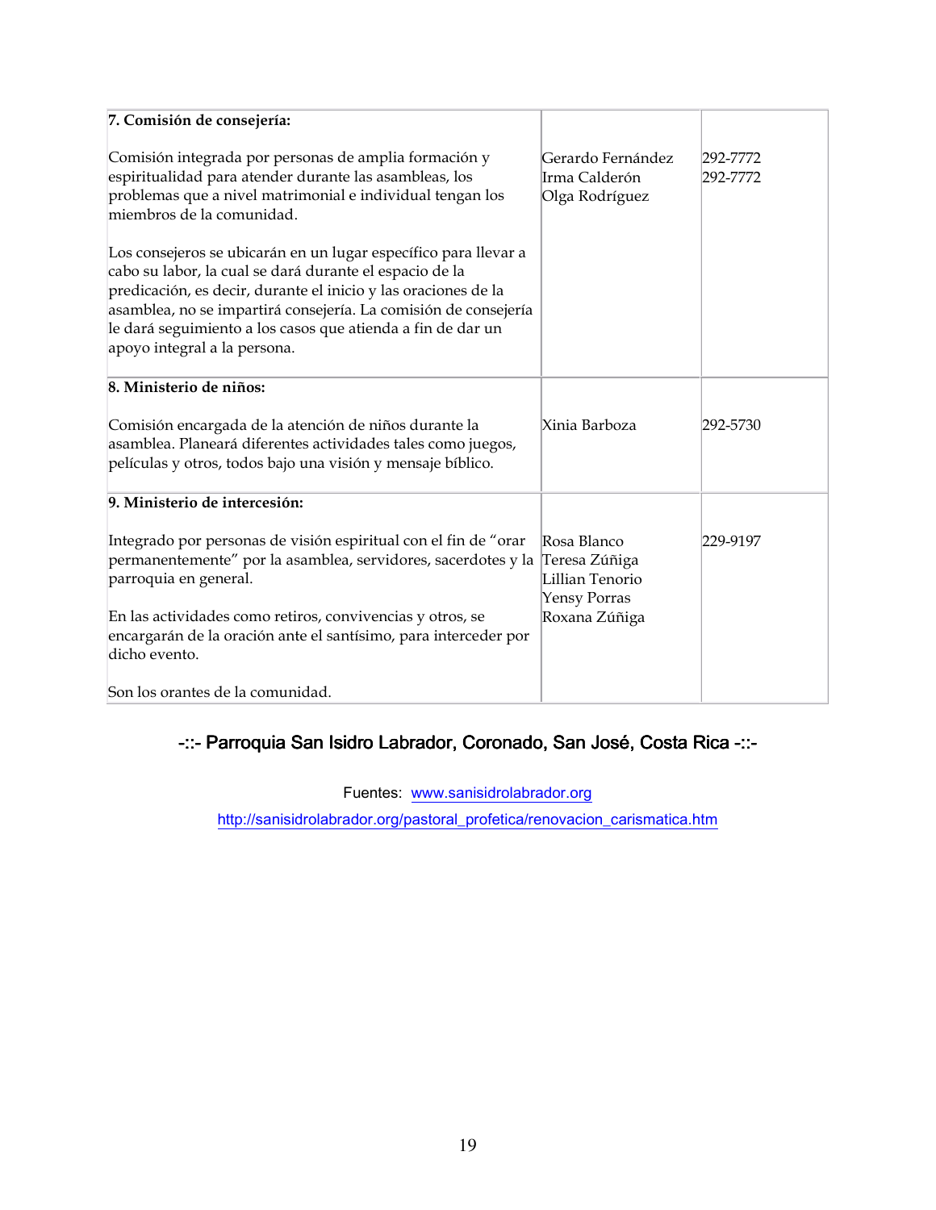| | | |
|---|---|---|
| **7. Comisión de consejería:**<br><br>Comisión integrada por personas de amplia formación y espiritualidad para atender durante las asambleas, los problemas que a nivel matrimonial e individual tengan los miembros de la comunidad.<br><br>Los consejeros se ubicarán en un lugar específico para llevar a cabo su labor, la cual se dará durante el espacio de la predicación, es decir, durante el inicio y las oraciones de la asamblea, no se impartirá consejería. La comisión de consejería le dará seguimiento a los casos que atienda a fin de dar un apoyo integral a la persona. | Gerardo Fernández<br>Irma Calderón<br>Olga Rodríguez | 292-7772<br>292-7772 |
| **8. Ministerio de niños:**<br><br>Comisión encargada de la atención de niños durante la asamblea. Planeará diferentes actividades tales como juegos, películas y otros, todos bajo una visión y mensaje bíblico. | Xinia Barboza | 292-5730 |
| **9. Ministerio de intercesión:**<br><br>Integrado por personas de visión espiritual con el fin de "orar permanentemente" por la asamblea, servidores, sacerdotes y la parroquia en general.<br><br>En las actividades como retiros, convivencias y otros, se encargarán de la oración ante el santísimo, para interceder por dicho evento.<br><br>Son los orantes de la comunidad. | Rosa Blanco<br>Teresa Zúñiga<br>Lillian Tenorio<br>Yensy Porras<br>Roxana Zúñiga | 229-9197 |

**-::- Parroquia San Isidro Labrador, Coronado, San José, Costa Rica -::-**

Fuentes: www.sanisidrolabrador.org

http://sanisidrolabrador.org/pastoral_profetica/renovacion_carismatica.htm